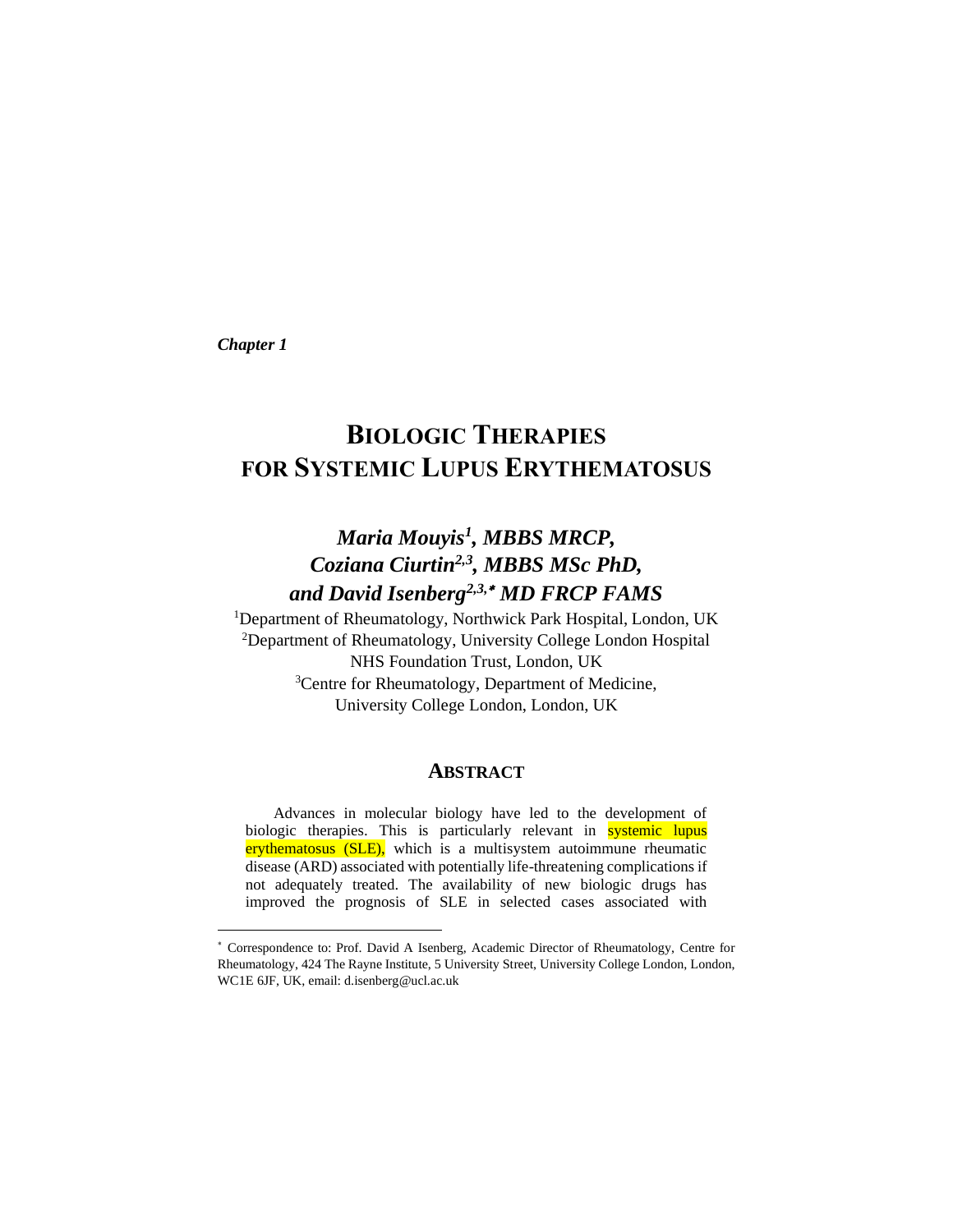*Chapter 1*

# BIOLOGIC THERAPIES FOR SYSTEMIC LUPUS ERYTHEMATOSUS

### *Maria Mouyis[1], MBBS MRCP, Coziana Ciurtin[2,3], MBBS MSc PhD, and David Isenberg[2,3,*] MD FRCP FAMS*

[1]Department of Rheumatology, Northwick Park Hospital, London, UK
[2]Department of Rheumatology, University College London Hospital NHS Foundation Trust, London, UK
[3]Centre for Rheumatology, Department of Medicine, University College London, London, UK

## ABSTRACT

Advances in molecular biology have led to the development of biologic therapies. This is particularly relevant in systemic lupus erythematosus (SLE), which is a multisystem autoimmune rheumatic disease (ARD) associated with potentially life-threatening complications if not adequately treated. The availability of new biologic drugs has improved the prognosis of SLE in selected cases associated with

---

* Correspondence to: Prof. David A Isenberg, Academic Director of Rheumatology, Centre for Rheumatology, 424 The Rayne Institute, 5 University Street, University College London, London, WC1E 6JF, UK, email: d.isenberg@ucl.ac.uk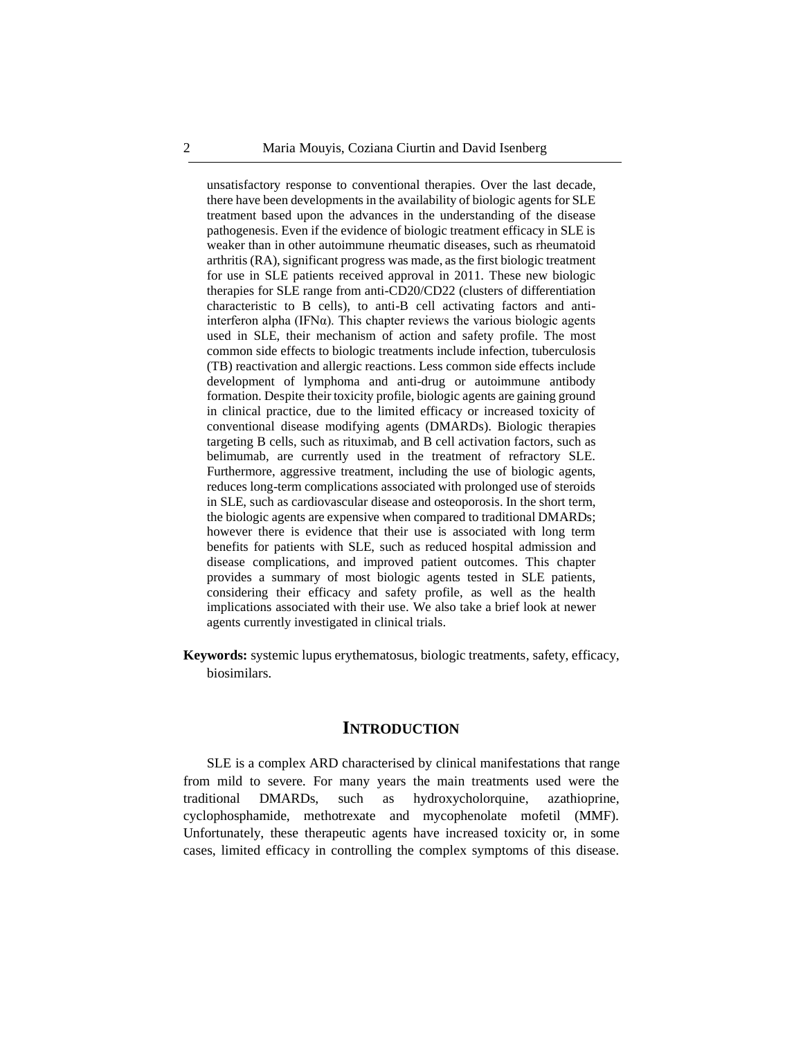unsatisfactory response to conventional therapies. Over the last decade, there have been developments in the availability of biologic agents for SLE treatment based upon the advances in the understanding of the disease pathogenesis. Even if the evidence of biologic treatment efficacy in SLE is weaker than in other autoimmune rheumatic diseases, such as rheumatoid arthritis (RA), significant progress was made, as the first biologic treatment for use in SLE patients received approval in 2011. These new biologic therapies for SLE range from anti-CD20/CD22 (clusters of differentiation characteristic to B cells), to anti-B cell activating factors and anti-interferon alpha (IFNα). This chapter reviews the various biologic agents used in SLE, their mechanism of action and safety profile. The most common side effects to biologic treatments include infection, tuberculosis (TB) reactivation and allergic reactions. Less common side effects include development of lymphoma and anti-drug or autoimmune antibody formation. Despite their toxicity profile, biologic agents are gaining ground in clinical practice, due to the limited efficacy or increased toxicity of conventional disease modifying agents (DMARDs). Biologic therapies targeting B cells, such as rituximab, and B cell activation factors, such as belimumab, are currently used in the treatment of refractory SLE. Furthermore, aggressive treatment, including the use of biologic agents, reduces long-term complications associated with prolonged use of steroids in SLE, such as cardiovascular disease and osteoporosis. In the short term, the biologic agents are expensive when compared to traditional DMARDs; however there is evidence that their use is associated with long term benefits for patients with SLE, such as reduced hospital admission and disease complications, and improved patient outcomes. This chapter provides a summary of most biologic agents tested in SLE patients, considering their efficacy and safety profile, as well as the health implications associated with their use. We also take a brief look at newer agents currently investigated in clinical trials.

**Keywords:** systemic lupus erythematosus, biologic treatments, safety, efficacy, biosimilars.

## INTRODUCTION

SLE is a complex ARD characterised by clinical manifestations that range from mild to severe. For many years the main treatments used were the traditional DMARDs, such as hydroxycholorquine, azathioprine, cyclophosphamide, methotrexate and mycophenolate mofetil (MMF). Unfortunately, these therapeutic agents have increased toxicity or, in some cases, limited efficacy in controlling the complex symptoms of this disease.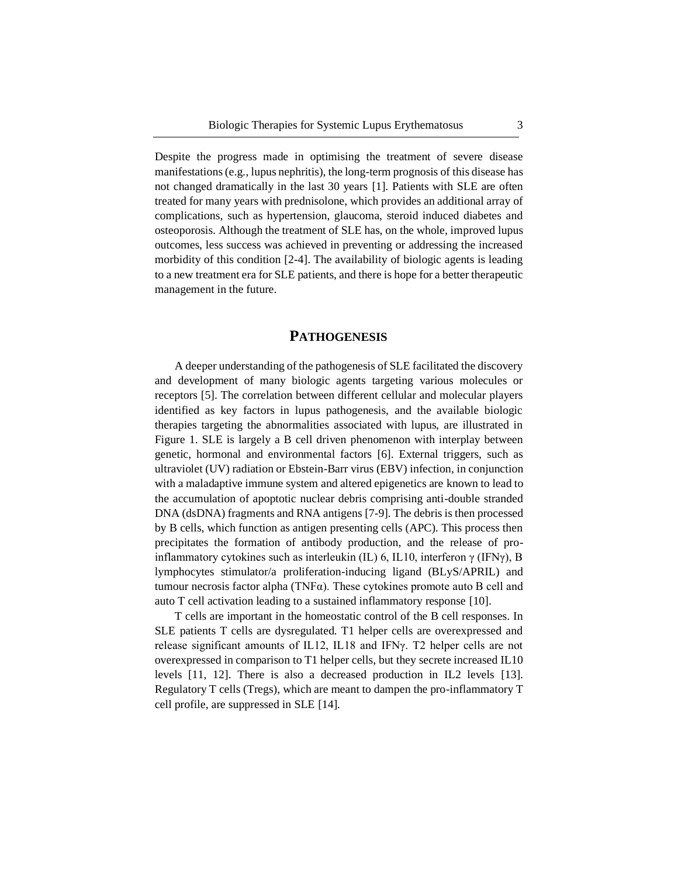Despite the progress made in optimising the treatment of severe disease manifestations (e.g., lupus nephritis), the long-term prognosis of this disease has not changed dramatically in the last 30 years [1]. Patients with SLE are often treated for many years with prednisolone, which provides an additional array of complications, such as hypertension, glaucoma, steroid induced diabetes and osteoporosis. Although the treatment of SLE has, on the whole, improved lupus outcomes, less success was achieved in preventing or addressing the increased morbidity of this condition [2-4]. The availability of biologic agents is leading to a new treatment era for SLE patients, and there is hope for a better therapeutic management in the future.

## PATHOGENESIS

A deeper understanding of the pathogenesis of SLE facilitated the discovery and development of many biologic agents targeting various molecules or receptors [5]. The correlation between different cellular and molecular players identified as key factors in lupus pathogenesis, and the available biologic therapies targeting the abnormalities associated with lupus, are illustrated in Figure 1. SLE is largely a B cell driven phenomenon with interplay between genetic, hormonal and environmental factors [6]. External triggers, such as ultraviolet (UV) radiation or Ebstein-Barr virus (EBV) infection, in conjunction with a maladaptive immune system and altered epigenetics are known to lead to the accumulation of apoptotic nuclear debris comprising anti-double stranded DNA (dsDNA) fragments and RNA antigens [7-9]. The debris is then processed by B cells, which function as antigen presenting cells (APC). This process then precipitates the formation of antibody production, and the release of pro-inflammatory cytokines such as interleukin (IL) 6, IL10, interferon γ (IFNγ), B lymphocytes stimulator/a proliferation-inducing ligand (BLyS/APRIL) and tumour necrosis factor alpha (TNFα). These cytokines promote auto B cell and auto T cell activation leading to a sustained inflammatory response [10].

T cells are important in the homeostatic control of the B cell responses. In SLE patients T cells are dysregulated. T1 helper cells are overexpressed and release significant amounts of IL12, IL18 and IFNγ. T2 helper cells are not overexpressed in comparison to T1 helper cells, but they secrete increased IL10 levels [11, 12]. There is also a decreased production in IL2 levels [13]. Regulatory T cells (Tregs), which are meant to dampen the pro-inflammatory T cell profile, are suppressed in SLE [14].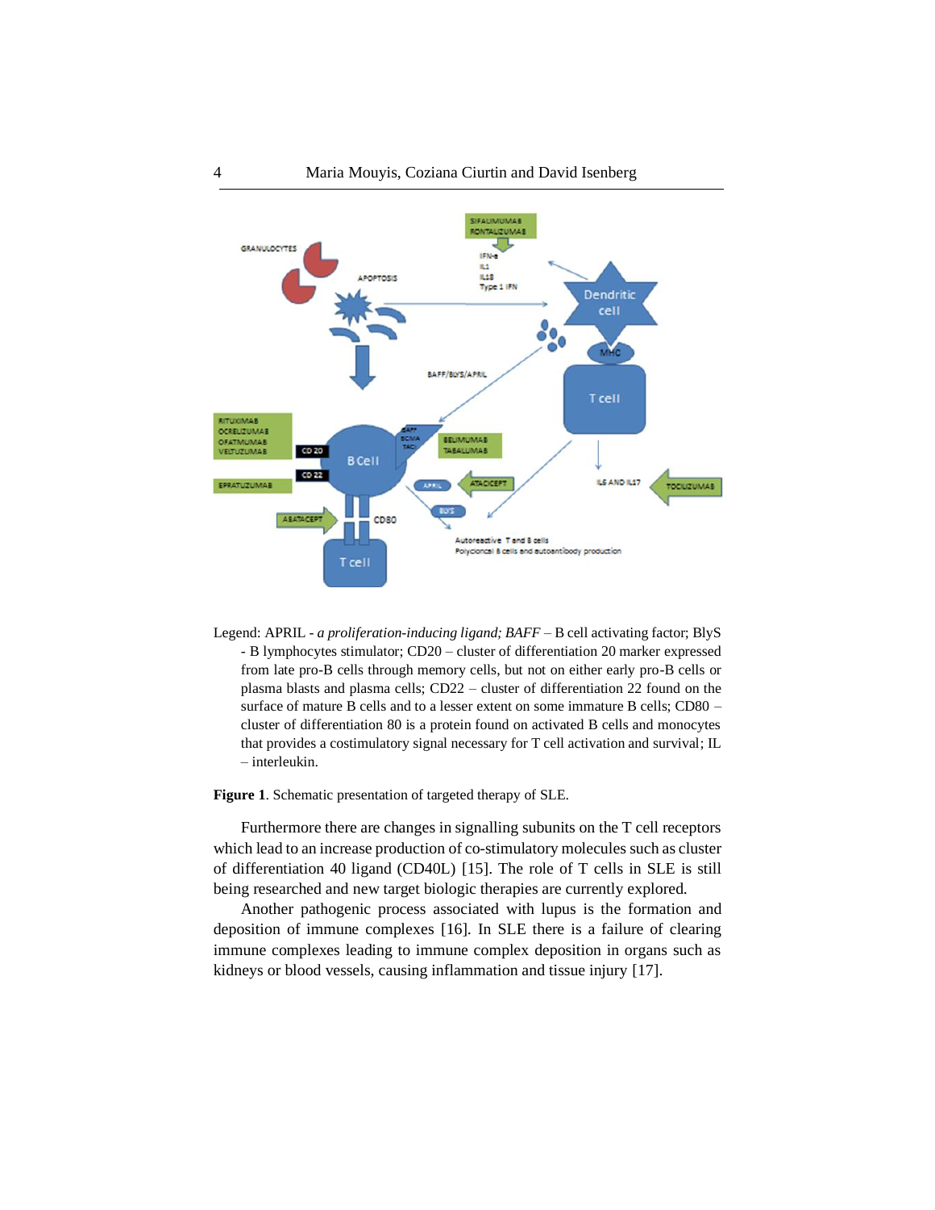Legend: APRIL - *a proliferation-inducing ligand; BAFF* – B cell activating factor; BlyS - B lymphocytes stimulator; CD20 – cluster of differentiation 20 marker expressed from late pro-B cells through memory cells, but not on either early pro-B cells or plasma blasts and plasma cells; CD22 – cluster of differentiation 22 found on the surface of mature B cells and to a lesser extent on some immature B cells; CD80 – cluster of differentiation 80 is a protein found on activated B cells and monocytes that provides a costimulatory signal necessary for T cell activation and survival; IL – interleukin.

**Figure 1**. Schematic presentation of targeted therapy of SLE.

Furthermore there are changes in signalling subunits on the T cell receptors which lead to an increase production of co-stimulatory molecules such as cluster of differentiation 40 ligand (CD40L) [15]. The role of T cells in SLE is still being researched and new target biologic therapies are currently explored.

Another pathogenic process associated with lupus is the formation and deposition of immune complexes [16]. In SLE there is a failure of clearing immune complexes leading to immune complex deposition in organs such as kidneys or blood vessels, causing inflammation and tissue injury [17].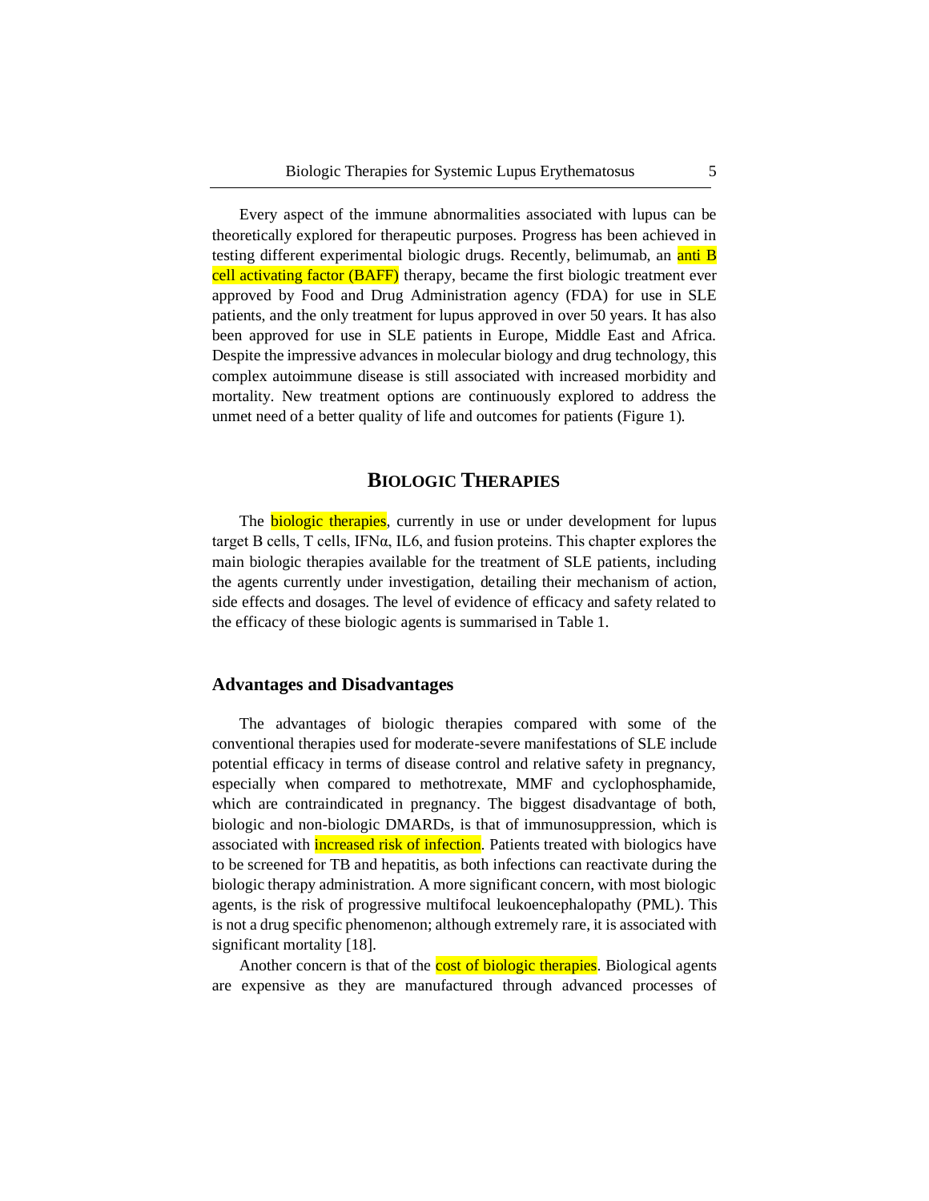Every aspect of the immune abnormalities associated with lupus can be theoretically explored for therapeutic purposes. Progress has been achieved in testing different experimental biologic drugs. Recently, belimumab, an anti B cell activating factor (BAFF) therapy, became the first biologic treatment ever approved by Food and Drug Administration agency (FDA) for use in SLE patients, and the only treatment for lupus approved in over 50 years. It has also been approved for use in SLE patients in Europe, Middle East and Africa. Despite the impressive advances in molecular biology and drug technology, this complex autoimmune disease is still associated with increased morbidity and mortality. New treatment options are continuously explored to address the unmet need of a better quality of life and outcomes for patients (Figure 1).

## BIOLOGIC THERAPIES

The biologic therapies, currently in use or under development for lupus target B cells, T cells, IFNα, IL6, and fusion proteins. This chapter explores the main biologic therapies available for the treatment of SLE patients, including the agents currently under investigation, detailing their mechanism of action, side effects and dosages. The level of evidence of efficacy and safety related to the efficacy of these biologic agents is summarised in Table 1.

### Advantages and Disadvantages

The advantages of biologic therapies compared with some of the conventional therapies used for moderate-severe manifestations of SLE include potential efficacy in terms of disease control and relative safety in pregnancy, especially when compared to methotrexate, MMF and cyclophosphamide, which are contraindicated in pregnancy. The biggest disadvantage of both, biologic and non-biologic DMARDs, is that of immunosuppression, which is associated with increased risk of infection. Patients treated with biologics have to be screened for TB and hepatitis, as both infections can reactivate during the biologic therapy administration. A more significant concern, with most biologic agents, is the risk of progressive multifocal leukoencephalopathy (PML). This is not a drug specific phenomenon; although extremely rare, it is associated with significant mortality [18].

Another concern is that of the cost of biologic therapies. Biological agents are expensive as they are manufactured through advanced processes of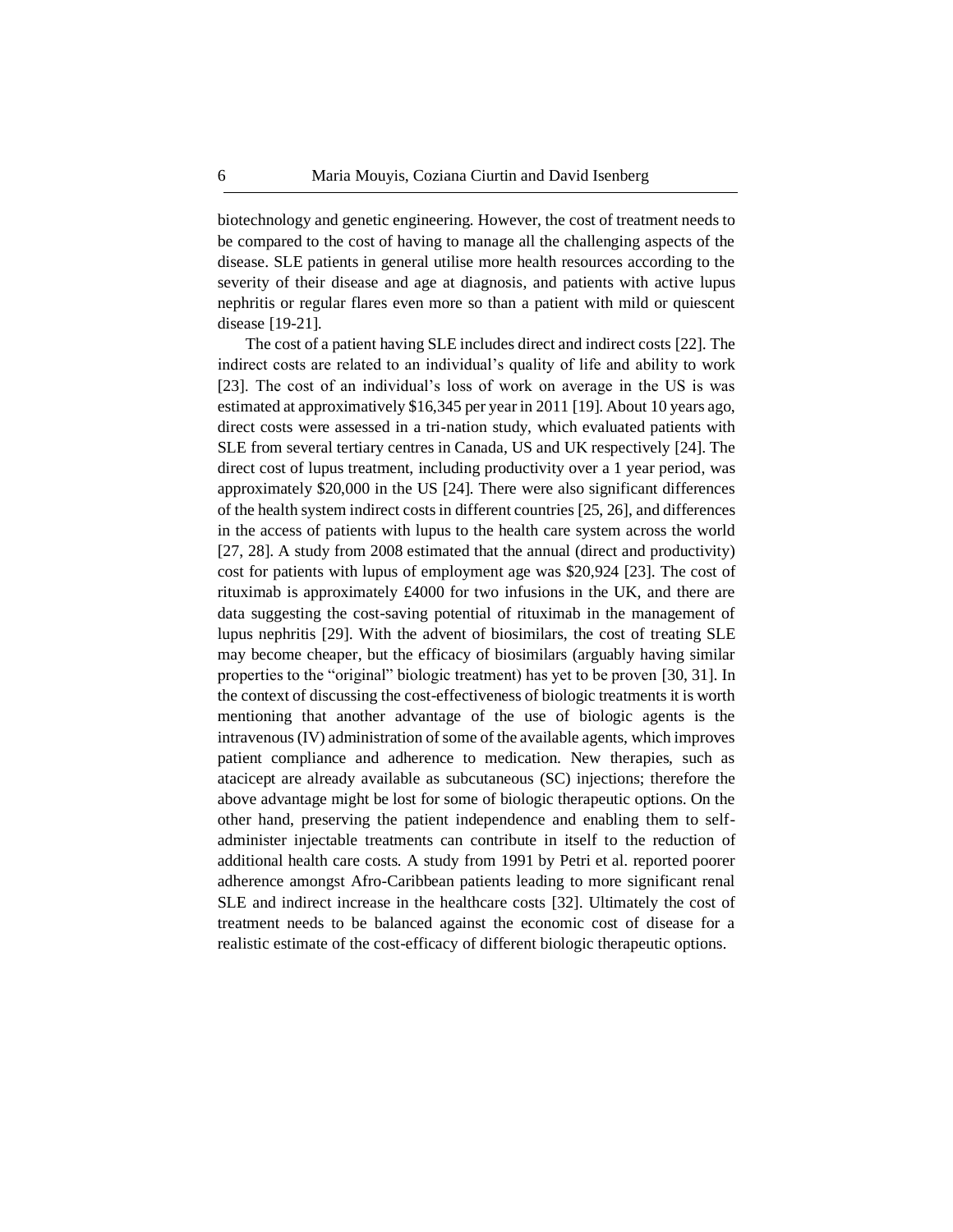biotechnology and genetic engineering. However, the cost of treatment needs to be compared to the cost of having to manage all the challenging aspects of the disease. SLE patients in general utilise more health resources according to the severity of their disease and age at diagnosis, and patients with active lupus nephritis or regular flares even more so than a patient with mild or quiescent disease [19-21].

The cost of a patient having SLE includes direct and indirect costs [22]. The indirect costs are related to an individual's quality of life and ability to work [23]. The cost of an individual's loss of work on average in the US is was estimated at approximatively $16,345 per year in 2011 [19]. About 10 years ago, direct costs were assessed in a tri-nation study, which evaluated patients with SLE from several tertiary centres in Canada, US and UK respectively [24]. The direct cost of lupus treatment, including productivity over a 1 year period, was approximately $20,000 in the US [24]. There were also significant differences of the health system indirect costs in different countries [25, 26], and differences in the access of patients with lupus to the health care system across the world [27, 28]. A study from 2008 estimated that the annual (direct and productivity) cost for patients with lupus of employment age was $20,924 [23]. The cost of rituximab is approximately £4000 for two infusions in the UK, and there are data suggesting the cost-saving potential of rituximab in the management of lupus nephritis [29]. With the advent of biosimilars, the cost of treating SLE may become cheaper, but the efficacy of biosimilars (arguably having similar properties to the "original" biologic treatment) has yet to be proven [30, 31]. In the context of discussing the cost-effectiveness of biologic treatments it is worth mentioning that another advantage of the use of biologic agents is the intravenous (IV) administration of some of the available agents, which improves patient compliance and adherence to medication. New therapies, such as atacicept are already available as subcutaneous (SC) injections; therefore the above advantage might be lost for some of biologic therapeutic options. On the other hand, preserving the patient independence and enabling them to self-administer injectable treatments can contribute in itself to the reduction of additional health care costs. A study from 1991 by Petri et al. reported poorer adherence amongst Afro-Caribbean patients leading to more significant renal SLE and indirect increase in the healthcare costs [32]. Ultimately the cost of treatment needs to be balanced against the economic cost of disease for a realistic estimate of the cost-efficacy of different biologic therapeutic options.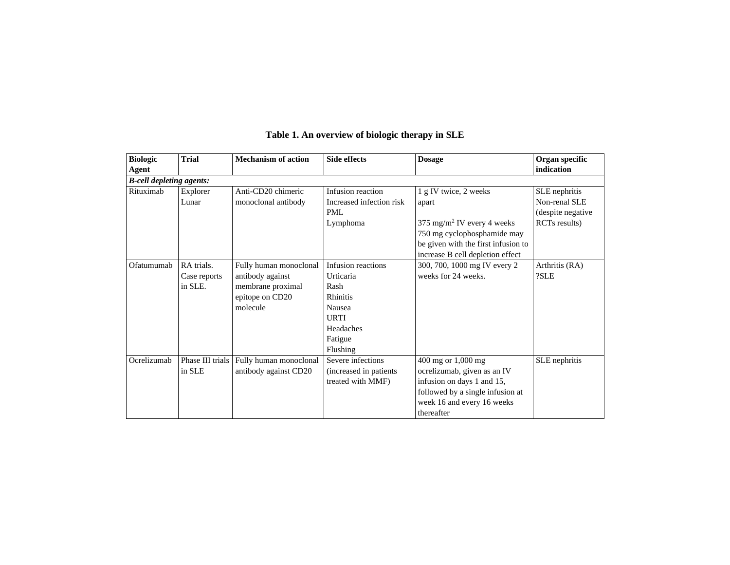**Table 1. An overview of biologic therapy in SLE**

| Biologic Agent | Trial | Mechanism of action | Side effects | Dosage | Organ specific indication |
|---|---|---|---|---|---|
| ***B-cell depleting agents:*** | | | | | |
| Rituximab | Explorer<br>Lunar | Anti-CD20 chimeric monoclonal antibody | Infusion reaction<br>Increased infection risk<br>PML<br>Lymphoma | 1 g IV twice, 2 weeks apart<br><br>375 mg/$m^2$ IV every 4 weeks<br>750 mg cyclophosphamide may be given with the first infusion to increase B cell depletion effect | SLE nephritis<br>Non-renal SLE (despite negative RCTs results) |
| Ofatumumab | RA trials.<br>Case reports in SLE. | Fully human monoclonal antibody against membrane proximal epitope on CD20 molecule | Infusion reactions<br>Urticaria<br>Rash<br>Rhinitis<br>Nausea<br>URTI<br>Headaches<br>Fatigue<br>Flushing | 300, 700, 1000 mg IV every 2 weeks for 24 weeks. | Arthritis (RA)<br>?SLE |
| Ocrelizumab | Phase III trials in SLE | Fully human monoclonal antibody against CD20 | Severe infections (increased in patients treated with MMF) | 400 mg or 1,000 mg ocrelizumab, given as an IV infusion on days 1 and 15, followed by a single infusion at week 16 and every 16 weeks thereafter | SLE nephritis |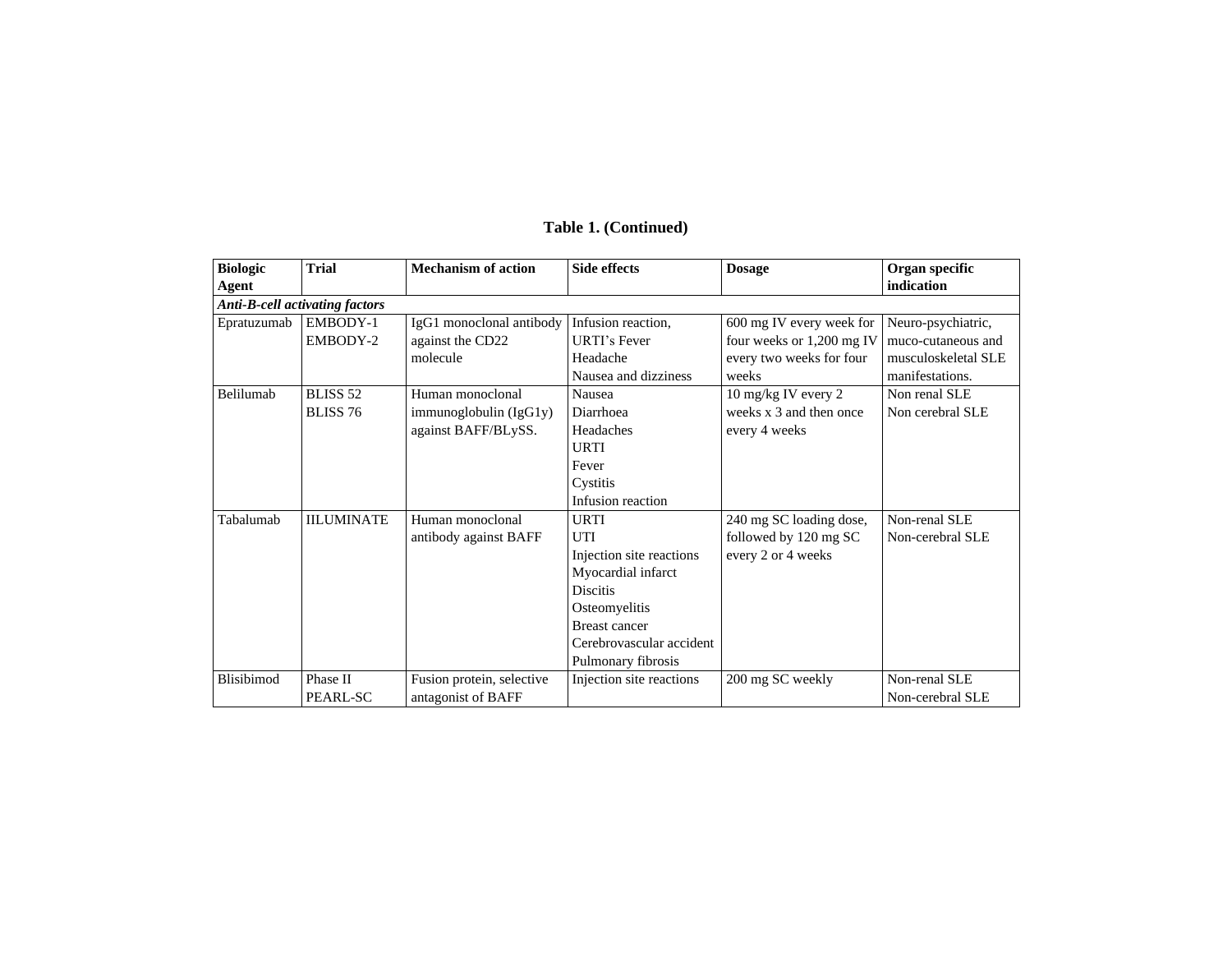**Table 1. (Continued)**

| Biologic Agent | Trial | Mechanism of action | Side effects | Dosage | Organ specific indication |
|---|---|---|---|---|---|
| ***Anti-B-cell activating factors*** | | | | | |
| Epratuzumab | EMBODY-1<br>EMBODY-2 | IgG1 monoclonal antibody against the CD22 molecule | Infusion reaction,<br>URTI's Fever<br>Headache<br>Nausea and dizziness | 600 mg IV every week for four weeks or 1,200 mg IV every two weeks for four weeks | Neuro-psychiatric, muco-cutaneous and musculoskeletal SLE manifestations. |
| Belilumab | BLISS 52<br>BLISS 76 | Human monoclonal immunoglobulin (IgG1y) against BAFF/BLySS. | Nausea<br>Diarrhoea<br>Headaches<br>URTI<br>Fever<br>Cystitis<br>Infusion reaction | 10 mg/kg IV every 2 weeks x 3 and then once every 4 weeks | Non renal SLE<br>Non cerebral SLE |
| Tabalumab | IILUMINATE | Human monoclonal antibody against BAFF | URTI<br>UTI<br>Injection site reactions<br>Myocardial infarct<br>Discitis<br>Osteomyelitis<br>Breast cancer<br>Cerebrovascular accident<br>Pulmonary fibrosis | 240 mg SC loading dose, followed by 120 mg SC every 2 or 4 weeks | Non-renal SLE<br>Non-cerebral SLE |
| Blisibimod | Phase II<br>PEARL-SC | Fusion protein, selective antagonist of BAFF | Injection site reactions | 200 mg SC weekly | Non-renal SLE<br>Non-cerebral SLE |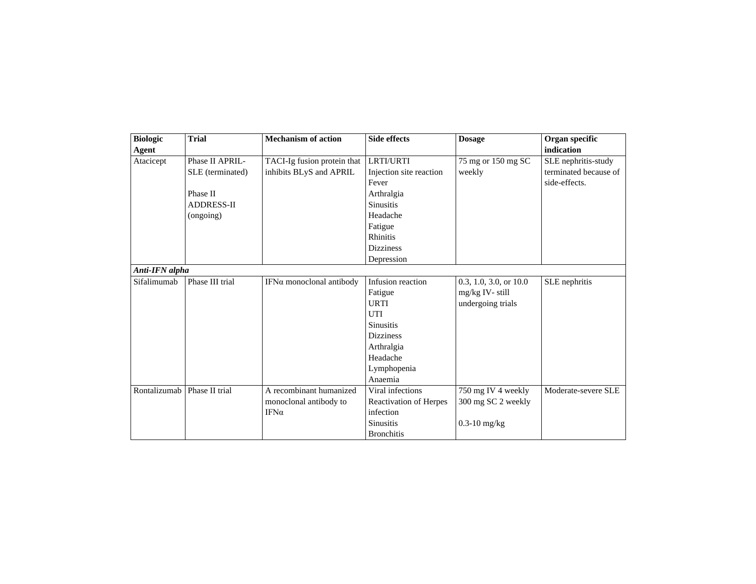| Biologic Agent | Trial | Mechanism of action | Side effects | Dosage | Organ specific indication |
|---|---|---|---|---|---|
| Atacicept | Phase II APRIL-SLE (terminated)<br><br>Phase II ADDRESS-II (ongoing) | TACI-Ig fusion protein that inhibits BLyS and APRIL | LRTI/URTI<br>Injection site reaction<br>Fever<br>Arthralgia<br>Sinusitis<br>Headache<br>Fatigue<br>Rhinitis<br>Dizziness<br>Depression | 75 mg or 150 mg SC weekly | SLE nephritis-study terminated because of side-effects. |
| ***Anti-IFN alpha*** | | | | | |
| Sifalimumab | Phase III trial | IFNα monoclonal antibody | Infusion reaction<br>Fatigue<br>URTI<br>UTI<br>Sinusitis<br>Dizziness<br>Arthralgia<br>Headache<br>Lymphopenia<br>Anaemia | 0.3, 1.0, 3.0, or 10.0 mg/kg IV- still undergoing trials | SLE nephritis |
| Rontalizumab | Phase II trial | A recombinant humanized monoclonal antibody to IFNα | Viral infections<br>Reactivation of Herpes infection<br>Sinusitis<br>Bronchitis | 750 mg IV 4 weekly<br>300 mg SC 2 weekly<br><br>0.3-10 mg/kg | Moderate-severe SLE |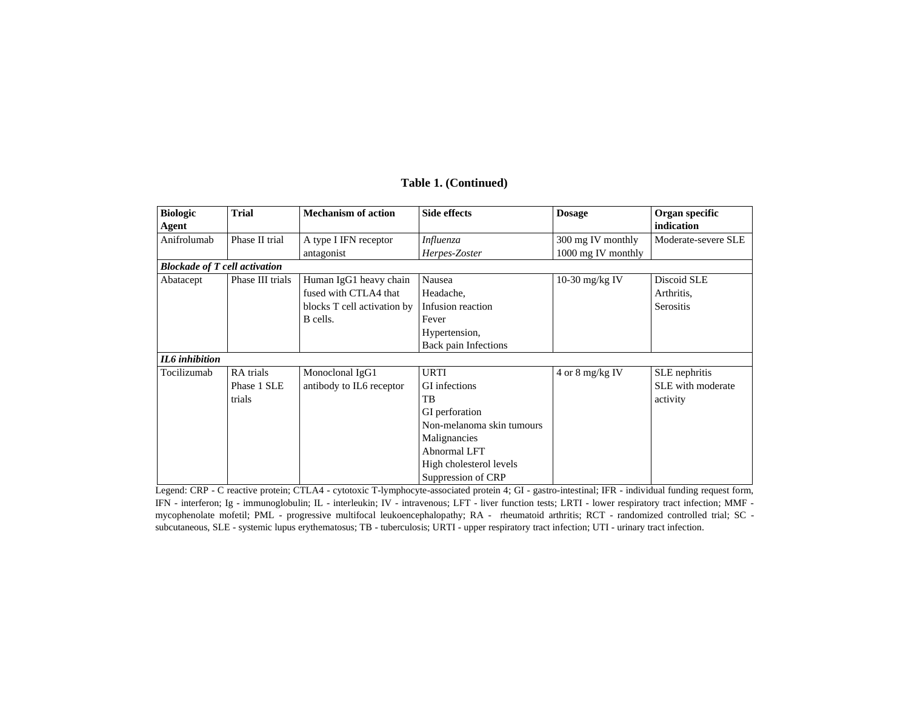**Table 1. (Continued)**

| Biologic Agent | Trial | Mechanism of action | Side effects | Dosage | Organ specific indication |
|---|---|---|---|---|---|
| Anifrolumab | Phase II trial | A type I IFN receptor antagonist | *Influenza*<br>*Herpes-Zoster* | 300 mg IV monthly<br>1000 mg IV monthly | Moderate-severe SLE |
| ***Blockade of T cell activation*** | | | | | |
| Abatacept | Phase III trials | Human IgG1 heavy chain fused with CTLA4 that blocks T cell activation by B cells. | Nausea<br>Headache,<br>Infusion reaction<br>Fever<br>Hypertension,<br>Back pain Infections | 10-30 mg/kg IV | Discoid SLE<br>Arthritis,<br>Serositis |
| ***IL6 inhibition*** | | | | | |
| Tocilizumab | RA trials<br>Phase 1 SLE trials | Monoclonal IgG1 antibody to IL6 receptor | URTI<br>GI infections<br>TB<br>GI perforation<br>Non-melanoma skin tumours<br>Malignancies<br>Abnormal LFT<br>High cholesterol levels<br>Suppression of CRP | 4 or 8 mg/kg IV | SLE nephritis<br>SLE with moderate activity |

Legend: CRP - C reactive protein; CTLA4 - cytotoxic T-lymphocyte-associated protein 4; GI - gastro-intestinal; IFR - individual funding request form, IFN - interferon; Ig - immunoglobulin; IL - interleukin; IV - intravenous; LFT - liver function tests; LRTI - lower respiratory tract infection; MMF - mycophenolate mofetil; PML - progressive multifocal leukoencephalopathy; RA - rheumatoid arthritis; RCT - randomized controlled trial; SC - subcutaneous, SLE - systemic lupus erythematosus; TB - tuberculosis; URTI - upper respiratory tract infection; UTI - urinary tract infection.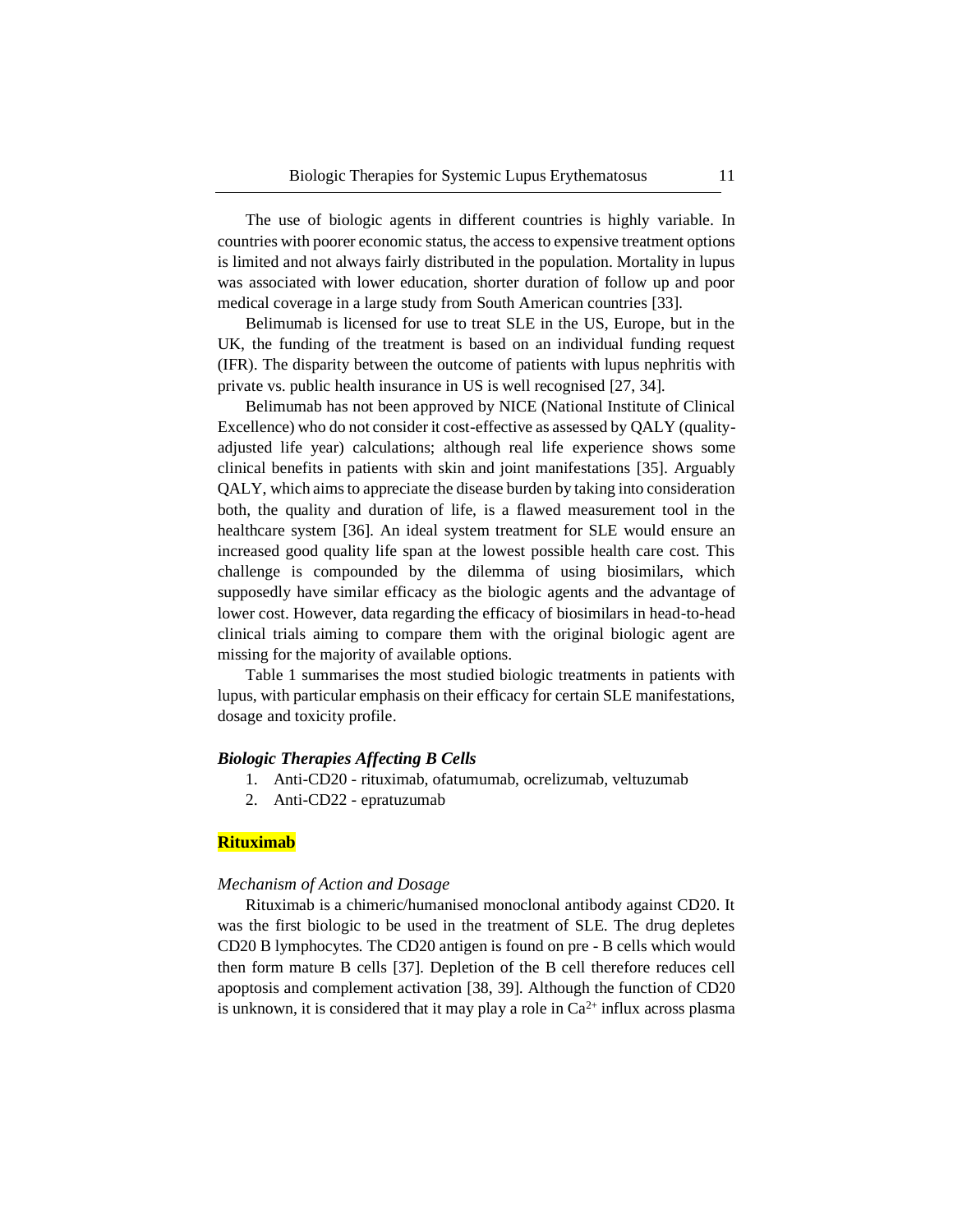The use of biologic agents in different countries is highly variable. In countries with poorer economic status, the access to expensive treatment options is limited and not always fairly distributed in the population. Mortality in lupus was associated with lower education, shorter duration of follow up and poor medical coverage in a large study from South American countries [33].

Belimumab is licensed for use to treat SLE in the US, Europe, but in the UK, the funding of the treatment is based on an individual funding request (IFR). The disparity between the outcome of patients with lupus nephritis with private vs. public health insurance in US is well recognised [27, 34].

Belimumab has not been approved by NICE (National Institute of Clinical Excellence) who do not consider it cost-effective as assessed by QALY (quality-adjusted life year) calculations; although real life experience shows some clinical benefits in patients with skin and joint manifestations [35]. Arguably QALY, which aims to appreciate the disease burden by taking into consideration both, the quality and duration of life, is a flawed measurement tool in the healthcare system [36]. An ideal system treatment for SLE would ensure an increased good quality life span at the lowest possible health care cost. This challenge is compounded by the dilemma of using biosimilars, which supposedly have similar efficacy as the biologic agents and the advantage of lower cost. However, data regarding the efficacy of biosimilars in head-to-head clinical trials aiming to compare them with the original biologic agent are missing for the majority of available options.

Table 1 summarises the most studied biologic treatments in patients with lupus, with particular emphasis on their efficacy for certain SLE manifestations, dosage and toxicity profile.

### *Biologic Therapies Affecting B Cells*

1. Anti-CD20 - rituximab, ofatumumab, ocrelizumab, veltuzumab
2. Anti-CD22 - epratuzumab

## **Rituximab**

#### *Mechanism of Action and Dosage*

Rituximab is a chimeric/humanised monoclonal antibody against CD20. It was the first biologic to be used in the treatment of SLE. The drug depletes CD20 B lymphocytes. The CD20 antigen is found on pre - B cells which would then form mature B cells [37]. Depletion of the B cell therefore reduces cell apoptosis and complement activation [38, 39]. Although the function of CD20 is unknown, it is considered that it may play a role in $Ca^{2+}$ influx across plasma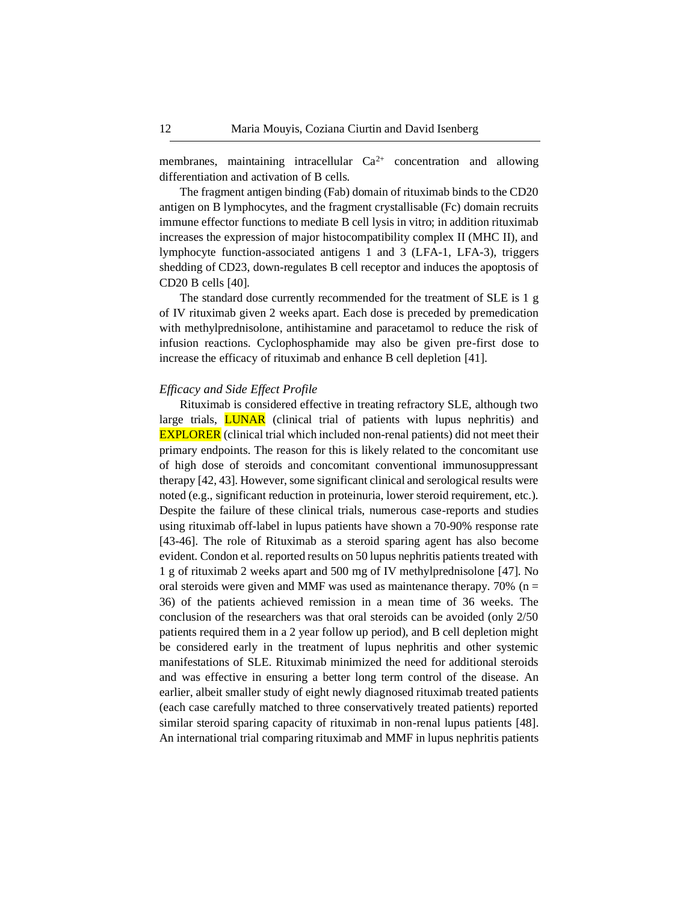membranes, maintaining intracellular $Ca^{2+}$ concentration and allowing differentiation and activation of B cells.

The fragment antigen binding (Fab) domain of rituximab binds to the CD20 antigen on B lymphocytes, and the fragment crystallisable (Fc) domain recruits immune effector functions to mediate B cell lysis in vitro; in addition rituximab increases the expression of major histocompatibility complex II (MHC II), and lymphocyte function-associated antigens 1 and 3 (LFA-1, LFA-3), triggers shedding of CD23, down-regulates B cell receptor and induces the apoptosis of CD20 B cells [40].

The standard dose currently recommended for the treatment of SLE is 1 g of IV rituximab given 2 weeks apart. Each dose is preceded by premedication with methylprednisolone, antihistamine and paracetamol to reduce the risk of infusion reactions. Cyclophosphamide may also be given pre-first dose to increase the efficacy of rituximab and enhance B cell depletion [41].

*Efficacy and Side Effect Profile*

Rituximab is considered effective in treating refractory SLE, although two large trials, LUNAR (clinical trial of patients with lupus nephritis) and EXPLORER (clinical trial which included non-renal patients) did not meet their primary endpoints. The reason for this is likely related to the concomitant use of high dose of steroids and concomitant conventional immunosuppressant therapy [42, 43]. However, some significant clinical and serological results were noted (e.g., significant reduction in proteinuria, lower steroid requirement, etc.). Despite the failure of these clinical trials, numerous case-reports and studies using rituximab off-label in lupus patients have shown a 70-90% response rate [43-46]. The role of Rituximab as a steroid sparing agent has also become evident. Condon et al. reported results on 50 lupus nephritis patients treated with 1 g of rituximab 2 weeks apart and 500 mg of IV methylprednisolone [47]. No oral steroids were given and MMF was used as maintenance therapy. 70% (n = 36) of the patients achieved remission in a mean time of 36 weeks. The conclusion of the researchers was that oral steroids can be avoided (only 2/50 patients required them in a 2 year follow up period), and B cell depletion might be considered early in the treatment of lupus nephritis and other systemic manifestations of SLE. Rituximab minimized the need for additional steroids and was effective in ensuring a better long term control of the disease. An earlier, albeit smaller study of eight newly diagnosed rituximab treated patients (each case carefully matched to three conservatively treated patients) reported similar steroid sparing capacity of rituximab in non-renal lupus patients [48]. An international trial comparing rituximab and MMF in lupus nephritis patients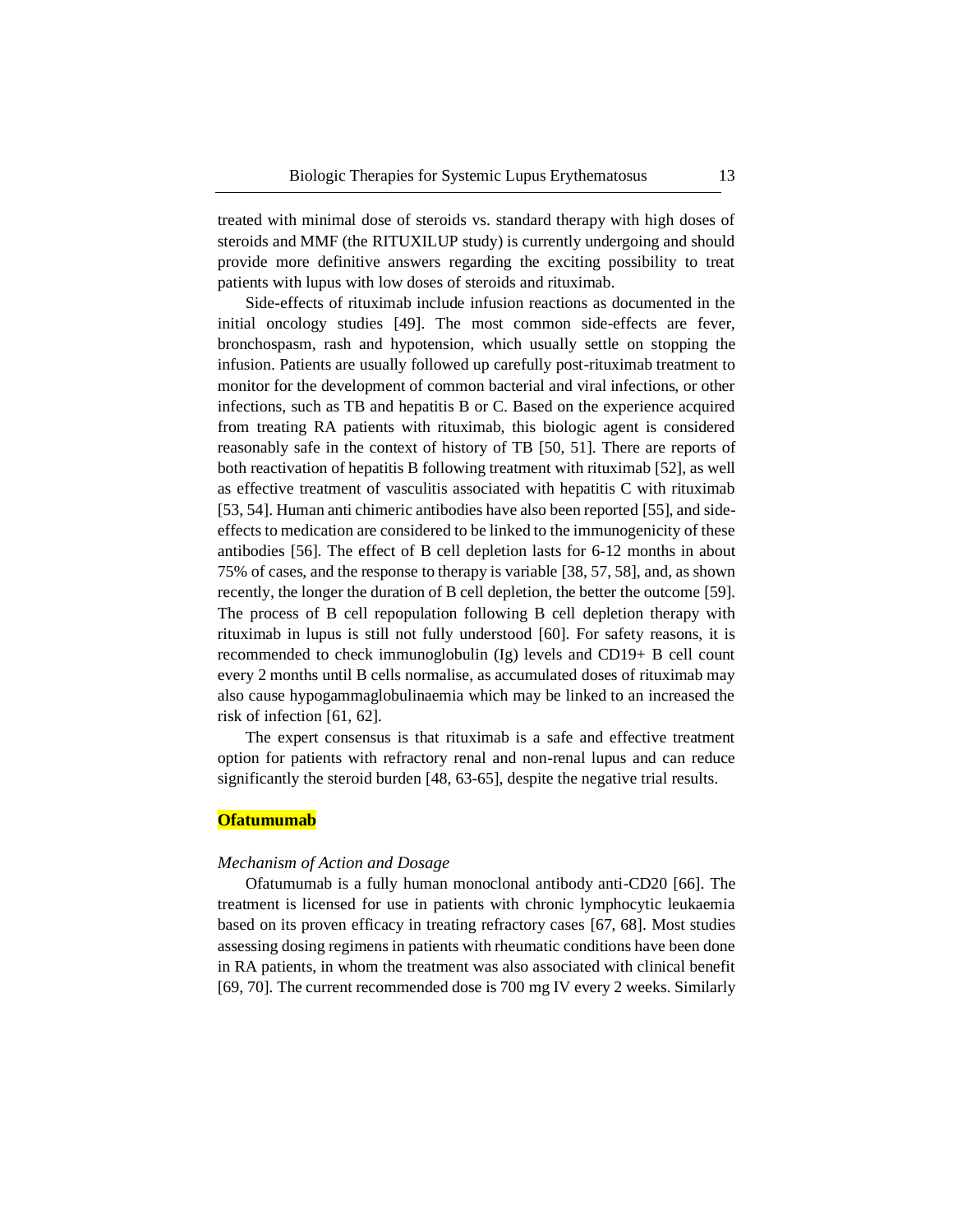treated with minimal dose of steroids vs. standard therapy with high doses of steroids and MMF (the RITUXILUP study) is currently undergoing and should provide more definitive answers regarding the exciting possibility to treat patients with lupus with low doses of steroids and rituximab.

Side-effects of rituximab include infusion reactions as documented in the initial oncology studies [49]. The most common side-effects are fever, bronchospasm, rash and hypotension, which usually settle on stopping the infusion. Patients are usually followed up carefully post-rituximab treatment to monitor for the development of common bacterial and viral infections, or other infections, such as TB and hepatitis B or C. Based on the experience acquired from treating RA patients with rituximab, this biologic agent is considered reasonably safe in the context of history of TB [50, 51]. There are reports of both reactivation of hepatitis B following treatment with rituximab [52], as well as effective treatment of vasculitis associated with hepatitis C with rituximab [53, 54]. Human anti chimeric antibodies have also been reported [55], and side-effects to medication are considered to be linked to the immunogenicity of these antibodies [56]. The effect of B cell depletion lasts for 6-12 months in about 75% of cases, and the response to therapy is variable [38, 57, 58], and, as shown recently, the longer the duration of B cell depletion, the better the outcome [59]. The process of B cell repopulation following B cell depletion therapy with rituximab in lupus is still not fully understood [60]. For safety reasons, it is recommended to check immunoglobulin (Ig) levels and CD19+ B cell count every 2 months until B cells normalise, as accumulated doses of rituximab may also cause hypogammaglobulinaemia which may be linked to an increased the risk of infection [61, 62].

The expert consensus is that rituximab is a safe and effective treatment option for patients with refractory renal and non-renal lupus and can reduce significantly the steroid burden [48, 63-65], despite the negative trial results.

## Ofatumumab

### *Mechanism of Action and Dosage*

Ofatumumab is a fully human monoclonal antibody anti-CD20 [66]. The treatment is licensed for use in patients with chronic lymphocytic leukaemia based on its proven efficacy in treating refractory cases [67, 68]. Most studies assessing dosing regimens in patients with rheumatic conditions have been done in RA patients, in whom the treatment was also associated with clinical benefit [69, 70]. The current recommended dose is 700 mg IV every 2 weeks. Similarly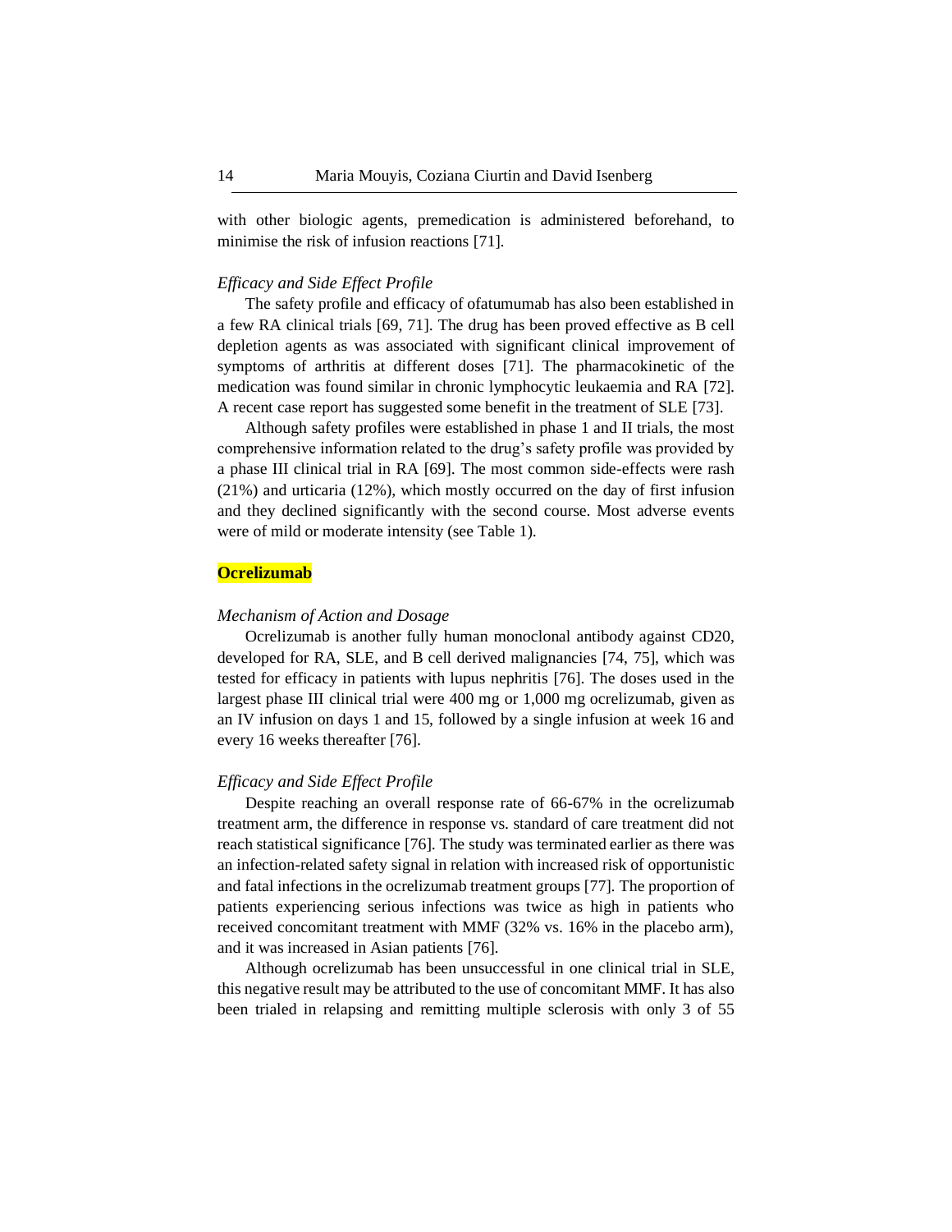with other biologic agents, premedication is administered beforehand, to minimise the risk of infusion reactions [71].

*Efficacy and Side Effect Profile*

The safety profile and efficacy of ofatumumab has also been established in a few RA clinical trials [69, 71]. The drug has been proved effective as B cell depletion agents as was associated with significant clinical improvement of symptoms of arthritis at different doses [71]. The pharmacokinetic of the medication was found similar in chronic lymphocytic leukaemia and RA [72]. A recent case report has suggested some benefit in the treatment of SLE [73].

Although safety profiles were established in phase 1 and II trials, the most comprehensive information related to the drug's safety profile was provided by a phase III clinical trial in RA [69]. The most common side-effects were rash (21%) and urticaria (12%), which mostly occurred on the day of first infusion and they declined significantly with the second course. Most adverse events were of mild or moderate intensity (see Table 1).

## Ocrelizumab

*Mechanism of Action and Dosage*

Ocrelizumab is another fully human monoclonal antibody against CD20, developed for RA, SLE, and B cell derived malignancies [74, 75], which was tested for efficacy in patients with lupus nephritis [76]. The doses used in the largest phase III clinical trial were 400 mg or 1,000 mg ocrelizumab, given as an IV infusion on days 1 and 15, followed by a single infusion at week 16 and every 16 weeks thereafter [76].

*Efficacy and Side Effect Profile*

Despite reaching an overall response rate of 66-67% in the ocrelizumab treatment arm, the difference in response vs. standard of care treatment did not reach statistical significance [76]. The study was terminated earlier as there was an infection-related safety signal in relation with increased risk of opportunistic and fatal infections in the ocrelizumab treatment groups [77]. The proportion of patients experiencing serious infections was twice as high in patients who received concomitant treatment with MMF (32% vs. 16% in the placebo arm), and it was increased in Asian patients [76].

Although ocrelizumab has been unsuccessful in one clinical trial in SLE, this negative result may be attributed to the use of concomitant MMF. It has also been trialed in relapsing and remitting multiple sclerosis with only 3 of 55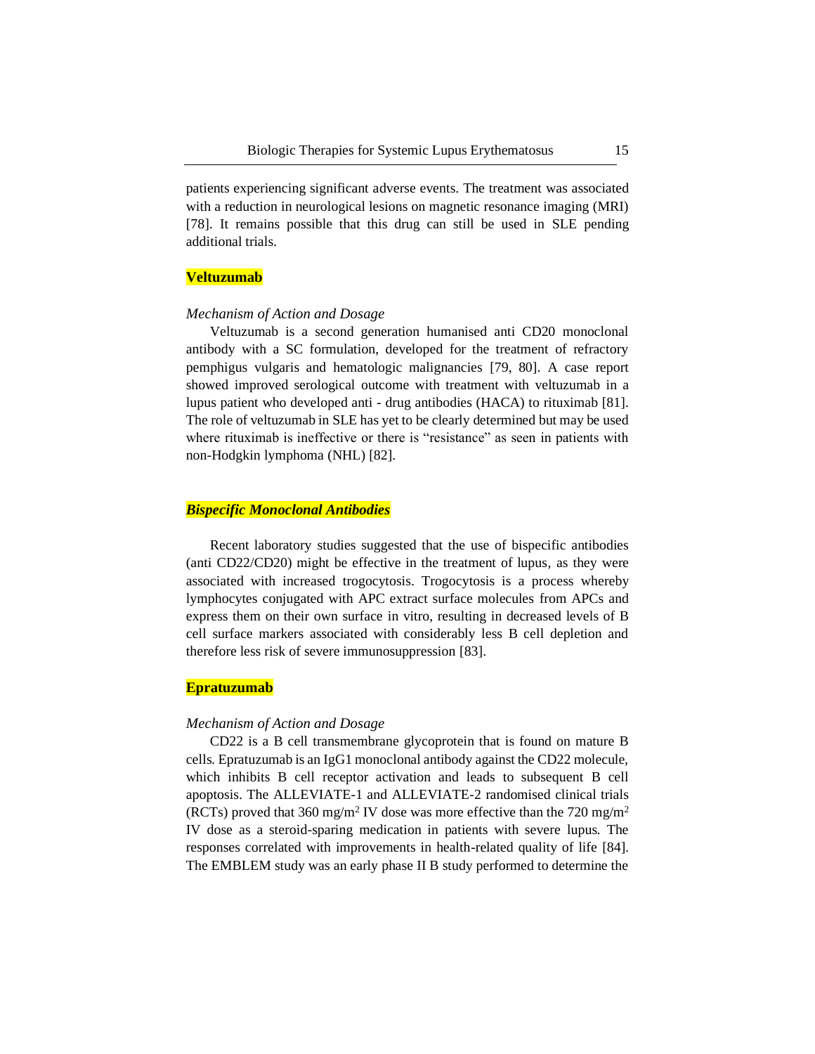patients experiencing significant adverse events. The treatment was associated with a reduction in neurological lesions on magnetic resonance imaging (MRI) [78]. It remains possible that this drug can still be used in SLE pending additional trials.

## Veltuzumab

*Mechanism of Action and Dosage*

Veltuzumab is a second generation humanised anti CD20 monoclonal antibody with a SC formulation, developed for the treatment of refractory pemphigus vulgaris and hematologic malignancies [79, 80]. A case report showed improved serological outcome with treatment with veltuzumab in a lupus patient who developed anti - drug antibodies (HACA) to rituximab [81]. The role of veltuzumab in SLE has yet to be clearly determined but may be used where rituximab is ineffective or there is “resistance” as seen in patients with non-Hodgkin lymphoma (NHL) [82].

## *Bispecific Monoclonal Antibodies*

Recent laboratory studies suggested that the use of bispecific antibodies (anti CD22/CD20) might be effective in the treatment of lupus, as they were associated with increased trogocytosis. Trogocytosis is a process whereby lymphocytes conjugated with APC extract surface molecules from APCs and express them on their own surface in vitro, resulting in decreased levels of B cell surface markers associated with considerably less B cell depletion and therefore less risk of severe immunosuppression [83].

## Epratuzumab

*Mechanism of Action and Dosage*

CD22 is a B cell transmembrane glycoprotein that is found on mature B cells. Epratuzumab is an IgG1 monoclonal antibody against the CD22 molecule, which inhibits B cell receptor activation and leads to subsequent B cell apoptosis. The ALLEVIATE-1 and ALLEVIATE-2 randomised clinical trials (RCTs) proved that 360 mg/m$^2$ IV dose was more effective than the 720 mg/m$^2$ IV dose as a steroid-sparing medication in patients with severe lupus. The responses correlated with improvements in health-related quality of life [84]. The EMBLEM study was an early phase II B study performed to determine the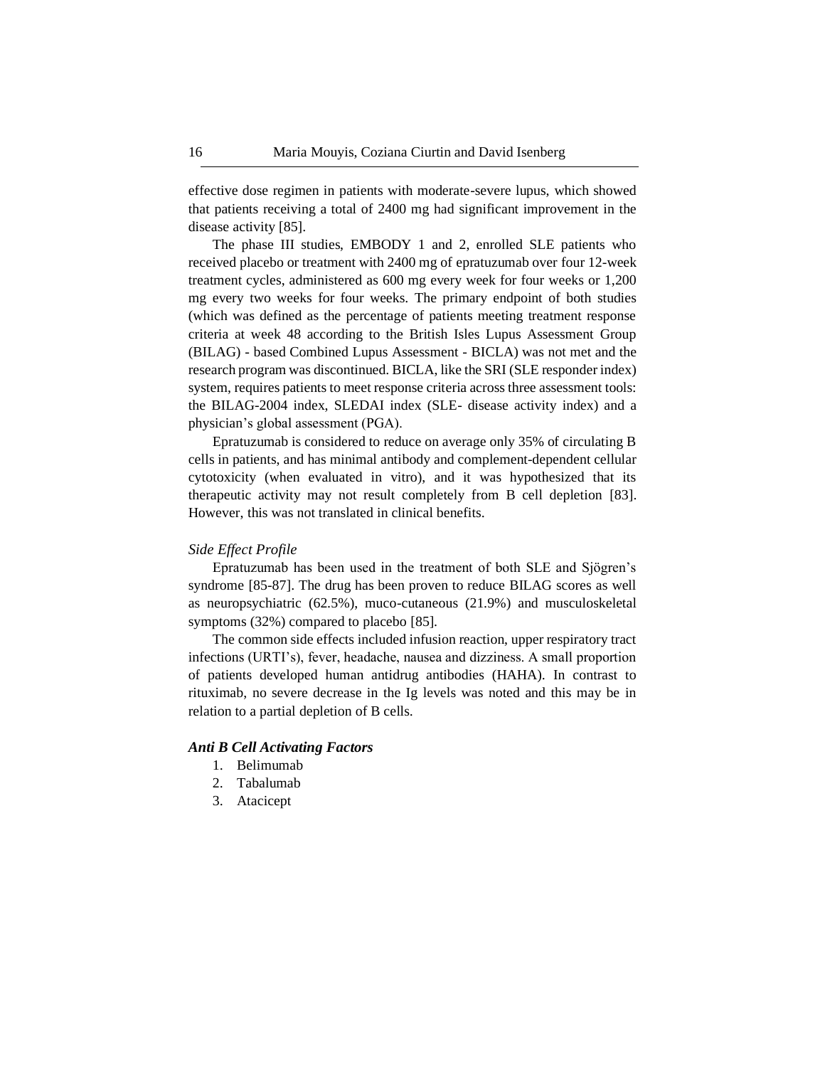effective dose regimen in patients with moderate-severe lupus, which showed that patients receiving a total of 2400 mg had significant improvement in the disease activity [85].

The phase III studies, EMBODY 1 and 2, enrolled SLE patients who received placebo or treatment with 2400 mg of epratuzumab over four 12-week treatment cycles, administered as 600 mg every week for four weeks or 1,200 mg every two weeks for four weeks. The primary endpoint of both studies (which was defined as the percentage of patients meeting treatment response criteria at week 48 according to the British Isles Lupus Assessment Group (BILAG) - based Combined Lupus Assessment - BICLA) was not met and the research program was discontinued. BICLA, like the SRI (SLE responder index) system, requires patients to meet response criteria across three assessment tools: the BILAG-2004 index, SLEDAI index (SLE- disease activity index) and a physician's global assessment (PGA).

Epratuzumab is considered to reduce on average only 35% of circulating B cells in patients, and has minimal antibody and complement-dependent cellular cytotoxicity (when evaluated in vitro), and it was hypothesized that its therapeutic activity may not result completely from B cell depletion [83]. However, this was not translated in clinical benefits.

*Side Effect Profile*

Epratuzumab has been used in the treatment of both SLE and Sjögren's syndrome [85-87]. The drug has been proven to reduce BILAG scores as well as neuropsychiatric (62.5%), muco-cutaneous (21.9%) and musculoskeletal symptoms (32%) compared to placebo [85].

The common side effects included infusion reaction, upper respiratory tract infections (URTI's), fever, headache, nausea and dizziness. A small proportion of patients developed human antidrug antibodies (HAHA). In contrast to rituximab, no severe decrease in the Ig levels was noted and this may be in relation to a partial depletion of B cells.

***Anti B Cell Activating Factors***

1. Belimumab
2. Tabalumab
3. Atacicept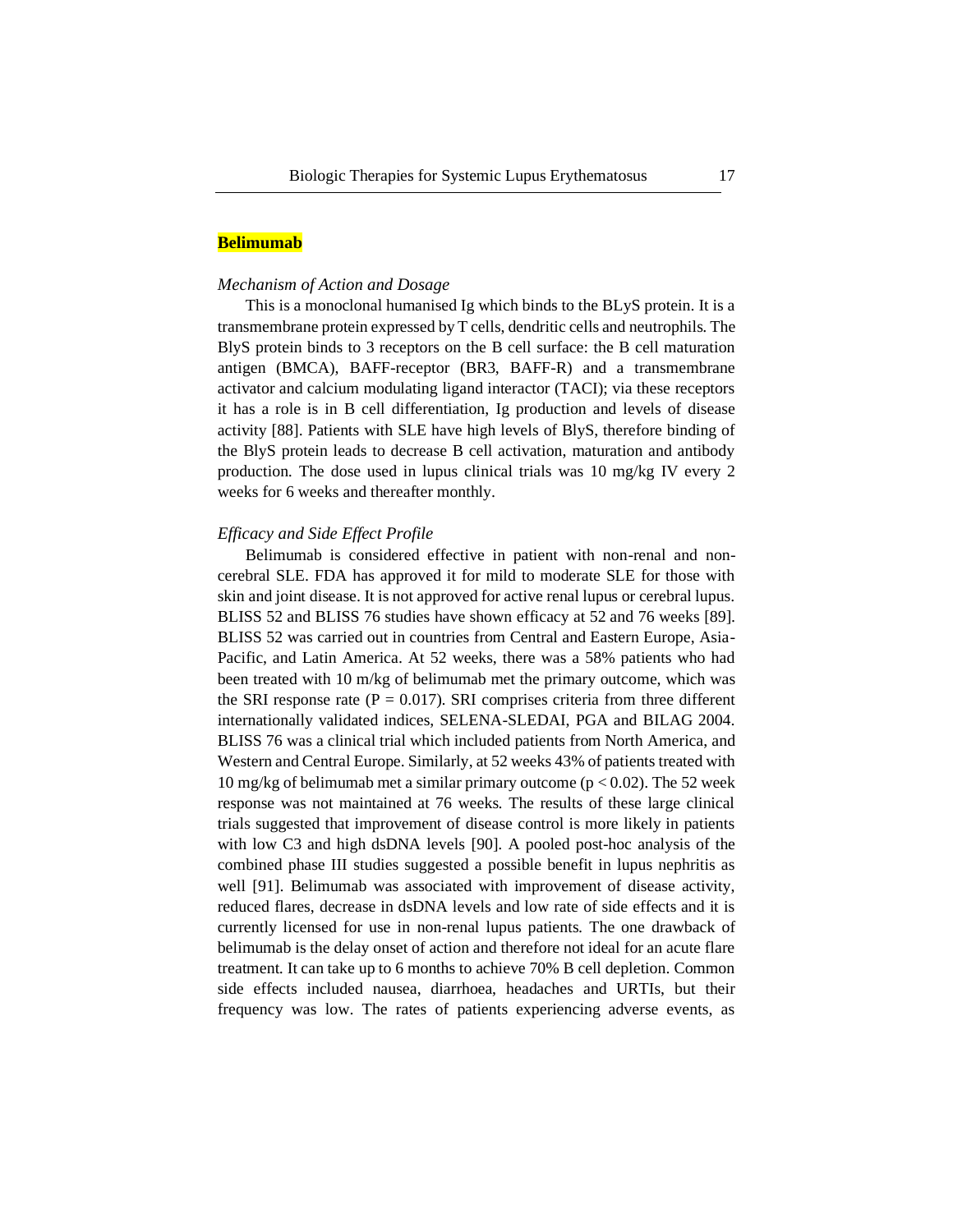## Belimumab

### *Mechanism of Action and Dosage*

This is a monoclonal humanised Ig which binds to the BLyS protein. It is a transmembrane protein expressed by T cells, dendritic cells and neutrophils. The BlyS protein binds to 3 receptors on the B cell surface: the B cell maturation antigen (BMCA), BAFF-receptor (BR3, BAFF-R) and a transmembrane activator and calcium modulating ligand interactor (TACI); via these receptors it has a role is in B cell differentiation, Ig production and levels of disease activity [88]. Patients with SLE have high levels of BlyS, therefore binding of the BlyS protein leads to decrease B cell activation, maturation and antibody production. The dose used in lupus clinical trials was 10 mg/kg IV every 2 weeks for 6 weeks and thereafter monthly.

### *Efficacy and Side Effect Profile*

Belimumab is considered effective in patient with non-renal and non-cerebral SLE. FDA has approved it for mild to moderate SLE for those with skin and joint disease. It is not approved for active renal lupus or cerebral lupus. BLISS 52 and BLISS 76 studies have shown efficacy at 52 and 76 weeks [89]. BLISS 52 was carried out in countries from Central and Eastern Europe, Asia-Pacific, and Latin America. At 52 weeks, there was a 58% patients who had been treated with 10 m/kg of belimumab met the primary outcome, which was the SRI response rate ($P = 0.017$). SRI comprises criteria from three different internationally validated indices, SELENA-SLEDAI, PGA and BILAG 2004. BLISS 76 was a clinical trial which included patients from North America, and Western and Central Europe. Similarly, at 52 weeks 43% of patients treated with 10 mg/kg of belimumab met a similar primary outcome ($p < 0.02$). The 52 week response was not maintained at 76 weeks. The results of these large clinical trials suggested that improvement of disease control is more likely in patients with low C3 and high dsDNA levels [90]. A pooled post-hoc analysis of the combined phase III studies suggested a possible benefit in lupus nephritis as well [91]. Belimumab was associated with improvement of disease activity, reduced flares, decrease in dsDNA levels and low rate of side effects and it is currently licensed for use in non-renal lupus patients. The one drawback of belimumab is the delay onset of action and therefore not ideal for an acute flare treatment. It can take up to 6 months to achieve 70% B cell depletion. Common side effects included nausea, diarrhoea, headaches and URTIs, but their frequency was low. The rates of patients experiencing adverse events, as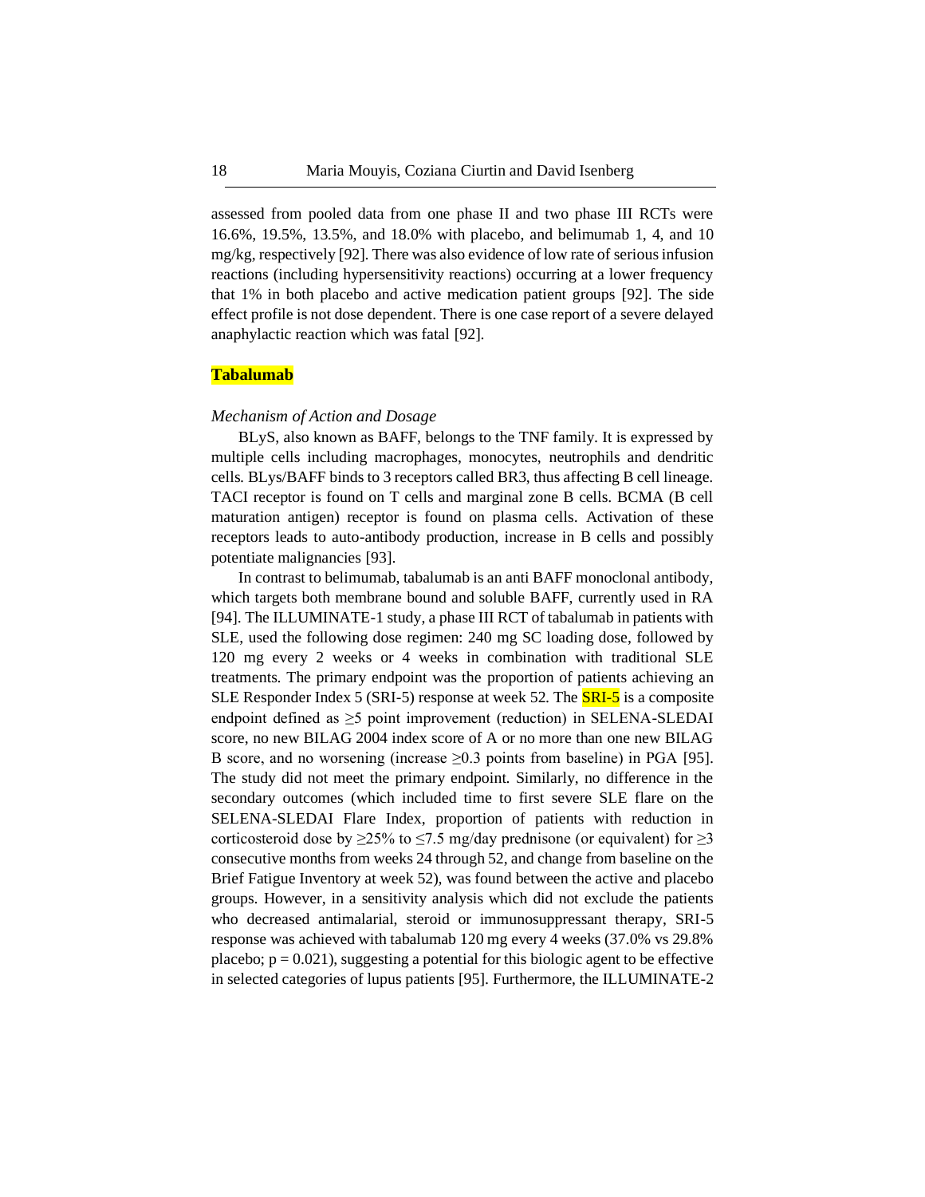assessed from pooled data from one phase II and two phase III RCTs were 16.6%, 19.5%, 13.5%, and 18.0% with placebo, and belimumab 1, 4, and 10 mg/kg, respectively [92]. There was also evidence of low rate of serious infusion reactions (including hypersensitivity reactions) occurring at a lower frequency that 1% in both placebo and active medication patient groups [92]. The side effect profile is not dose dependent. There is one case report of a severe delayed anaphylactic reaction which was fatal [92].

## Tabalumab

### *Mechanism of Action and Dosage*

BLyS, also known as BAFF, belongs to the TNF family. It is expressed by multiple cells including macrophages, monocytes, neutrophils and dendritic cells. BLys/BAFF binds to 3 receptors called BR3, thus affecting B cell lineage. TACI receptor is found on T cells and marginal zone B cells. BCMA (B cell maturation antigen) receptor is found on plasma cells. Activation of these receptors leads to auto-antibody production, increase in B cells and possibly potentiate malignancies [93].

In contrast to belimumab, tabalumab is an anti BAFF monoclonal antibody, which targets both membrane bound and soluble BAFF, currently used in RA [94]. The ILLUMINATE-1 study, a phase III RCT of tabalumab in patients with SLE, used the following dose regimen: 240 mg SC loading dose, followed by 120 mg every 2 weeks or 4 weeks in combination with traditional SLE treatments. The primary endpoint was the proportion of patients achieving an SLE Responder Index 5 (SRI-5) response at week 52. The SRI-5 is a composite endpoint defined as ≥5 point improvement (reduction) in SELENA-SLEDAI score, no new BILAG 2004 index score of A or no more than one new BILAG B score, and no worsening (increase ≥0.3 points from baseline) in PGA [95]. The study did not meet the primary endpoint. Similarly, no difference in the secondary outcomes (which included time to first severe SLE flare on the SELENA-SLEDAI Flare Index, proportion of patients with reduction in corticosteroid dose by ≥25% to ≤7.5 mg/day prednisone (or equivalent) for ≥3 consecutive months from weeks 24 through 52, and change from baseline on the Brief Fatigue Inventory at week 52), was found between the active and placebo groups. However, in a sensitivity analysis which did not exclude the patients who decreased antimalarial, steroid or immunosuppressant therapy, SRI-5 response was achieved with tabalumab 120 mg every 4 weeks (37.0% vs 29.8% placebo; $p = 0.021$), suggesting a potential for this biologic agent to be effective in selected categories of lupus patients [95]. Furthermore, the ILLUMINATE-2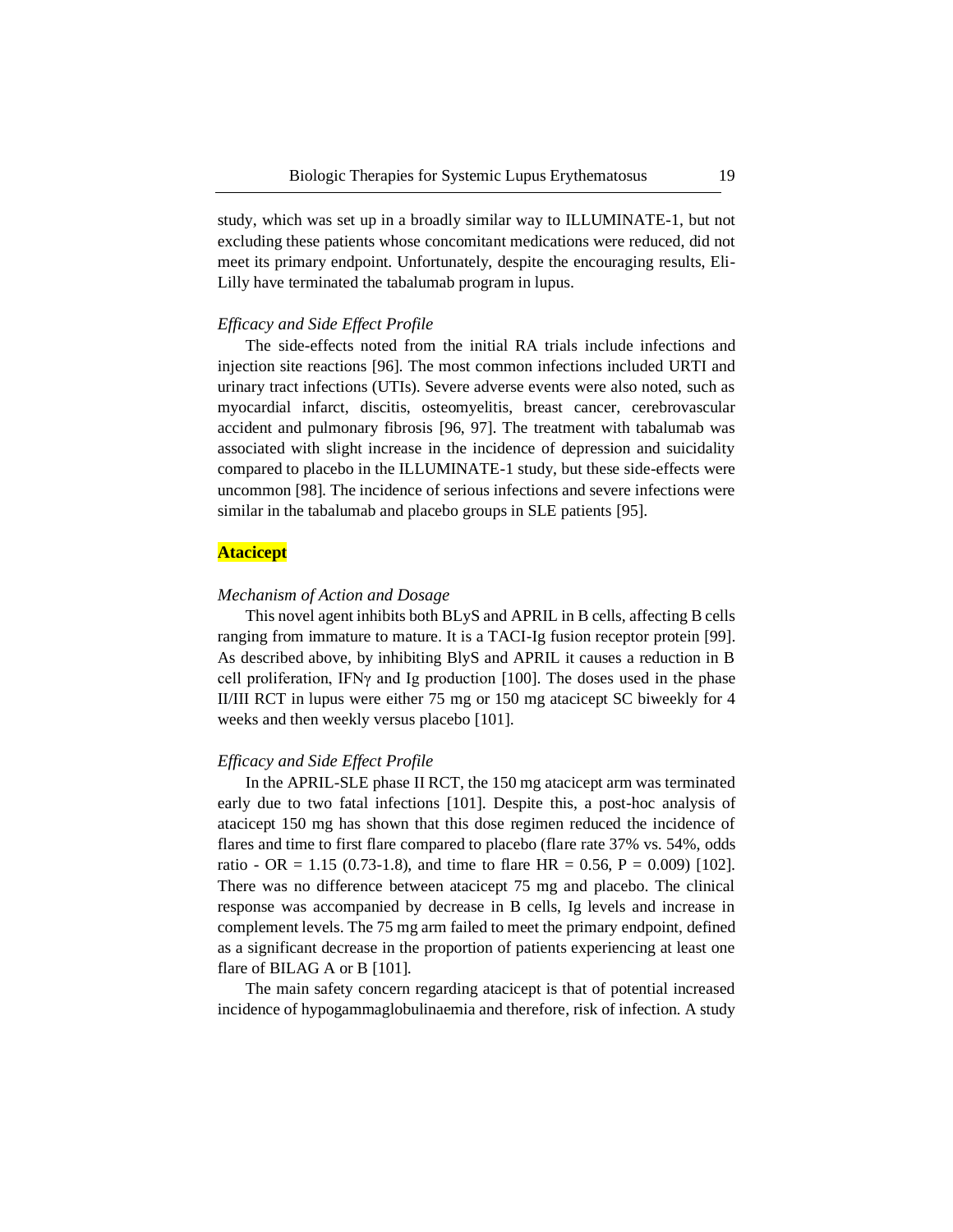study, which was set up in a broadly similar way to ILLUMINATE-1, but not excluding these patients whose concomitant medications were reduced, did not meet its primary endpoint. Unfortunately, despite the encouraging results, Eli-Lilly have terminated the tabalumab program in lupus.

*Efficacy and Side Effect Profile*

The side-effects noted from the initial RA trials include infections and injection site reactions [96]. The most common infections included URTI and urinary tract infections (UTIs). Severe adverse events were also noted, such as myocardial infarct, discitis, osteomyelitis, breast cancer, cerebrovascular accident and pulmonary fibrosis [96, 97]. The treatment with tabalumab was associated with slight increase in the incidence of depression and suicidality compared to placebo in the ILLUMINATE-1 study, but these side-effects were uncommon [98]. The incidence of serious infections and severe infections were similar in the tabalumab and placebo groups in SLE patients [95].

## Atacicept

*Mechanism of Action and Dosage*

This novel agent inhibits both BLyS and APRIL in B cells, affecting B cells ranging from immature to mature. It is a TACI-Ig fusion receptor protein [99]. As described above, by inhibiting BlyS and APRIL it causes a reduction in B cell proliferation, IFNγ and Ig production [100]. The doses used in the phase II/III RCT in lupus were either 75 mg or 150 mg atacicept SC biweekly for 4 weeks and then weekly versus placebo [101].

*Efficacy and Side Effect Profile*

In the APRIL-SLE phase II RCT, the 150 mg atacicept arm was terminated early due to two fatal infections [101]. Despite this, a post-hoc analysis of atacicept 150 mg has shown that this dose regimen reduced the incidence of flares and time to first flare compared to placebo (flare rate 37% vs. 54%, odds ratio - OR = 1.15 (0.73-1.8), and time to flare HR = 0.56, P = 0.009) [102]. There was no difference between atacicept 75 mg and placebo. The clinical response was accompanied by decrease in B cells, Ig levels and increase in complement levels. The 75 mg arm failed to meet the primary endpoint, defined as a significant decrease in the proportion of patients experiencing at least one flare of BILAG A or B [101].

The main safety concern regarding atacicept is that of potential increased incidence of hypogammaglobulinaemia and therefore, risk of infection. A study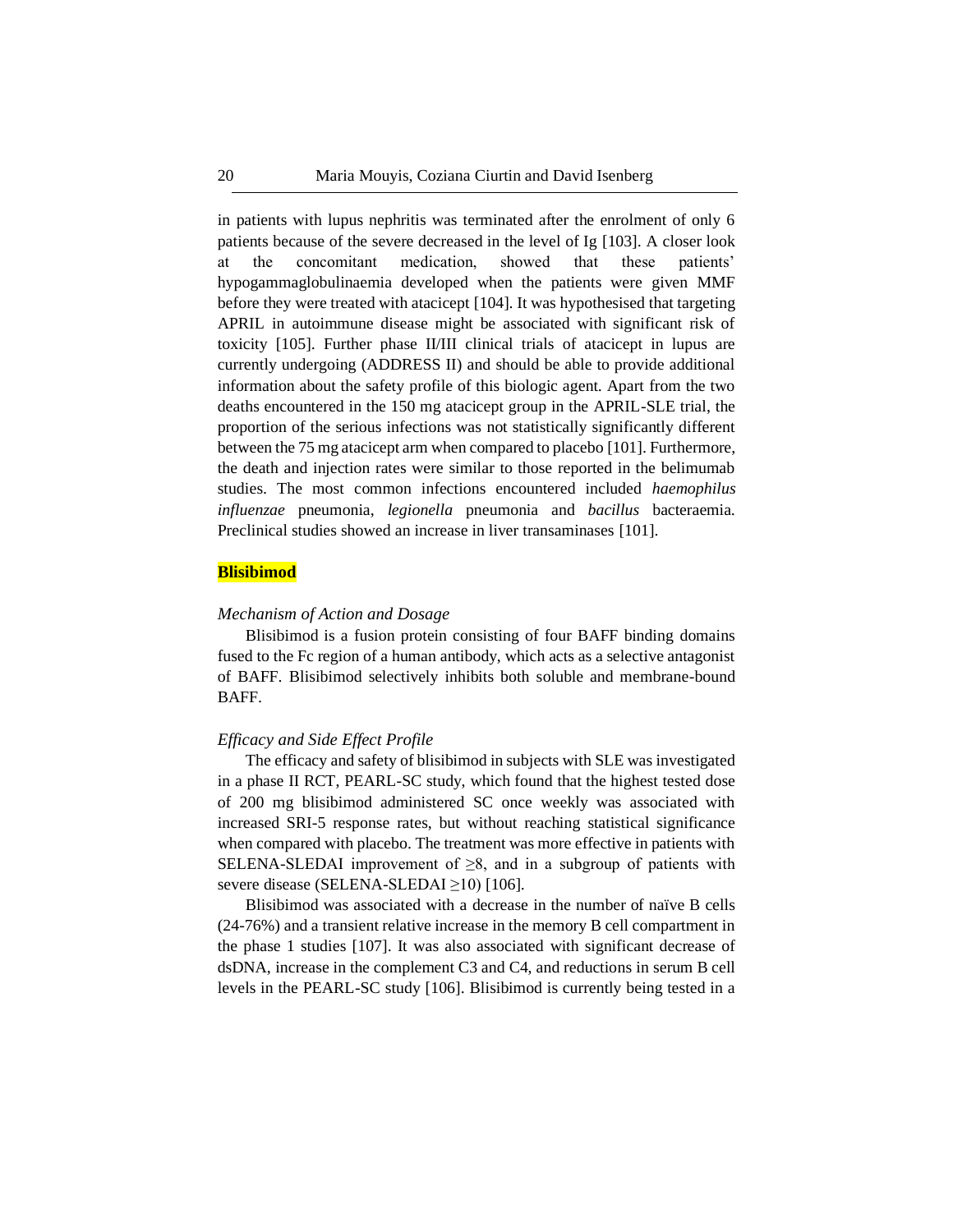in patients with lupus nephritis was terminated after the enrolment of only 6 patients because of the severe decreased in the level of Ig [103]. A closer look at the concomitant medication, showed that these patients' hypogammaglobulinaemia developed when the patients were given MMF before they were treated with atacicept [104]. It was hypothesised that targeting APRIL in autoimmune disease might be associated with significant risk of toxicity [105]. Further phase II/III clinical trials of atacicept in lupus are currently undergoing (ADDRESS II) and should be able to provide additional information about the safety profile of this biologic agent. Apart from the two deaths encountered in the 150 mg atacicept group in the APRIL-SLE trial, the proportion of the serious infections was not statistically significantly different between the 75 mg atacicept arm when compared to placebo [101]. Furthermore, the death and injection rates were similar to those reported in the belimumab studies. The most common infections encountered included *haemophilus influenzae* pneumonia, *legionella* pneumonia and *bacillus* bacteraemia. Preclinical studies showed an increase in liver transaminases [101].

## Blisibimod

### *Mechanism of Action and Dosage*

Blisibimod is a fusion protein consisting of four BAFF binding domains fused to the Fc region of a human antibody, which acts as a selective antagonist of BAFF. Blisibimod selectively inhibits both soluble and membrane-bound BAFF.

### *Efficacy and Side Effect Profile*

The efficacy and safety of blisibimod in subjects with SLE was investigated in a phase II RCT, PEARL-SC study, which found that the highest tested dose of 200 mg blisibimod administered SC once weekly was associated with increased SRI-5 response rates, but without reaching statistical significance when compared with placebo. The treatment was more effective in patients with SELENA-SLEDAI improvement of $\geq 8$, and in a subgroup of patients with severe disease (SELENA-SLEDAI $\geq 10$) [106].

Blisibimod was associated with a decrease in the number of naïve B cells (24-76%) and a transient relative increase in the memory B cell compartment in the phase 1 studies [107]. It was also associated with significant decrease of dsDNA, increase in the complement C3 and C4, and reductions in serum B cell levels in the PEARL-SC study [106]. Blisibimod is currently being tested in a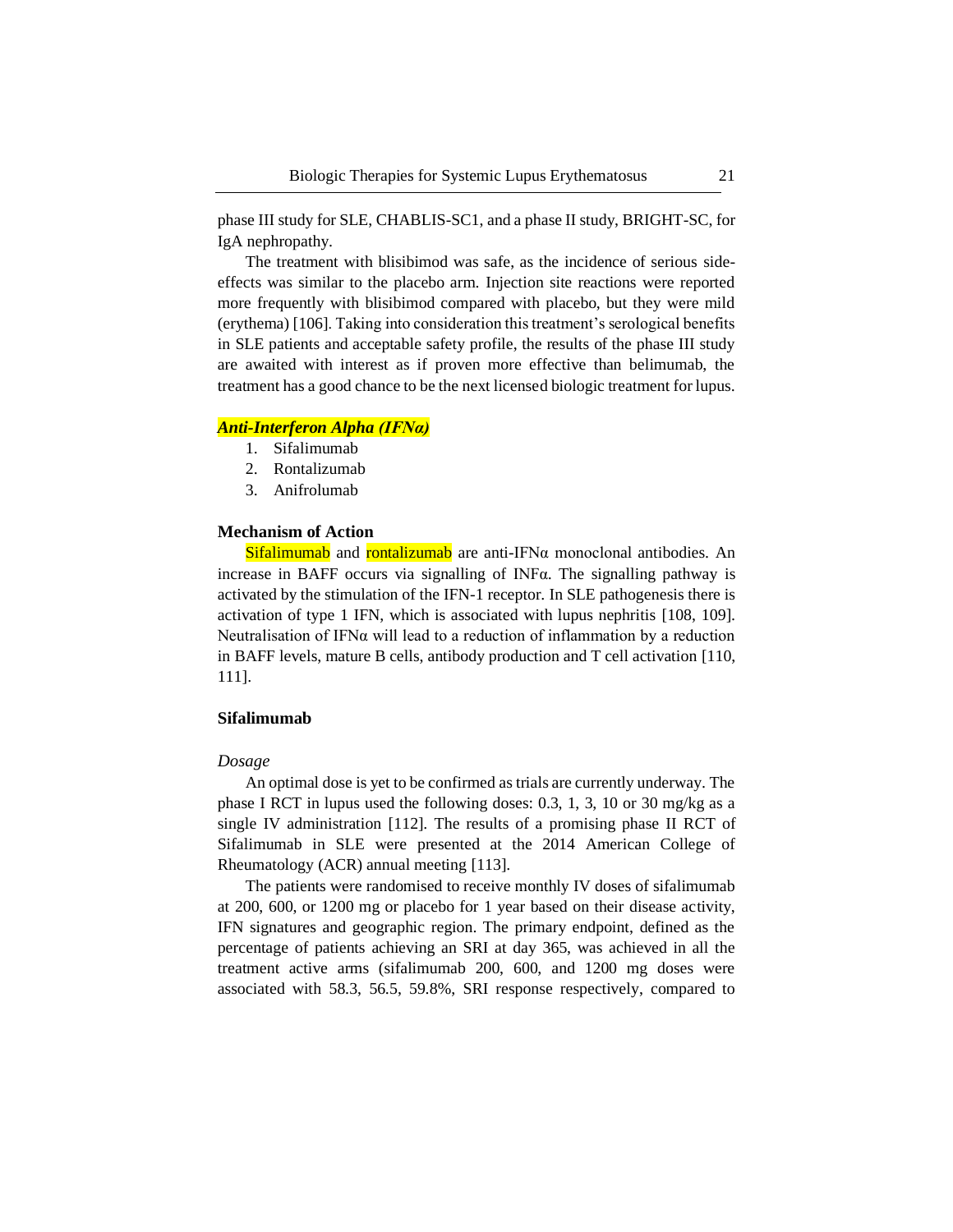phase III study for SLE, CHABLIS-SC1, and a phase II study, BRIGHT-SC, for IgA nephropathy.

The treatment with blisibimod was safe, as the incidence of serious side-effects was similar to the placebo arm. Injection site reactions were reported more frequently with blisibimod compared with placebo, but they were mild (erythema) [106]. Taking into consideration this treatment's serological benefits in SLE patients and acceptable safety profile, the results of the phase III study are awaited with interest as if proven more effective than belimumab, the treatment has a good chance to be the next licensed biologic treatment for lupus.

### *Anti-Interferon Alpha (IFNα)*

1. Sifalimumab
2. Rontalizumab
3. Anifrolumab

### Mechanism of Action

Sifalimumab and rontalizumab are anti-IFNα monoclonal antibodies. An increase in BAFF occurs via signalling of INFα. The signalling pathway is activated by the stimulation of the IFN-1 receptor. In SLE pathogenesis there is activation of type 1 IFN, which is associated with lupus nephritis [108, 109]. Neutralisation of IFNα will lead to a reduction of inflammation by a reduction in BAFF levels, mature B cells, antibody production and T cell activation [110, 111].

### Sifalimumab

*Dosage*

An optimal dose is yet to be confirmed as trials are currently underway. The phase I RCT in lupus used the following doses: 0.3, 1, 3, 10 or 30 mg/kg as a single IV administration [112]. The results of a promising phase II RCT of Sifalimumab in SLE were presented at the 2014 American College of Rheumatology (ACR) annual meeting [113].

The patients were randomised to receive monthly IV doses of sifalimumab at 200, 600, or 1200 mg or placebo for 1 year based on their disease activity, IFN signatures and geographic region. The primary endpoint, defined as the percentage of patients achieving an SRI at day 365, was achieved in all the treatment active arms (sifalimumab 200, 600, and 1200 mg doses were associated with 58.3, 56.5, 59.8%, SRI response respectively, compared to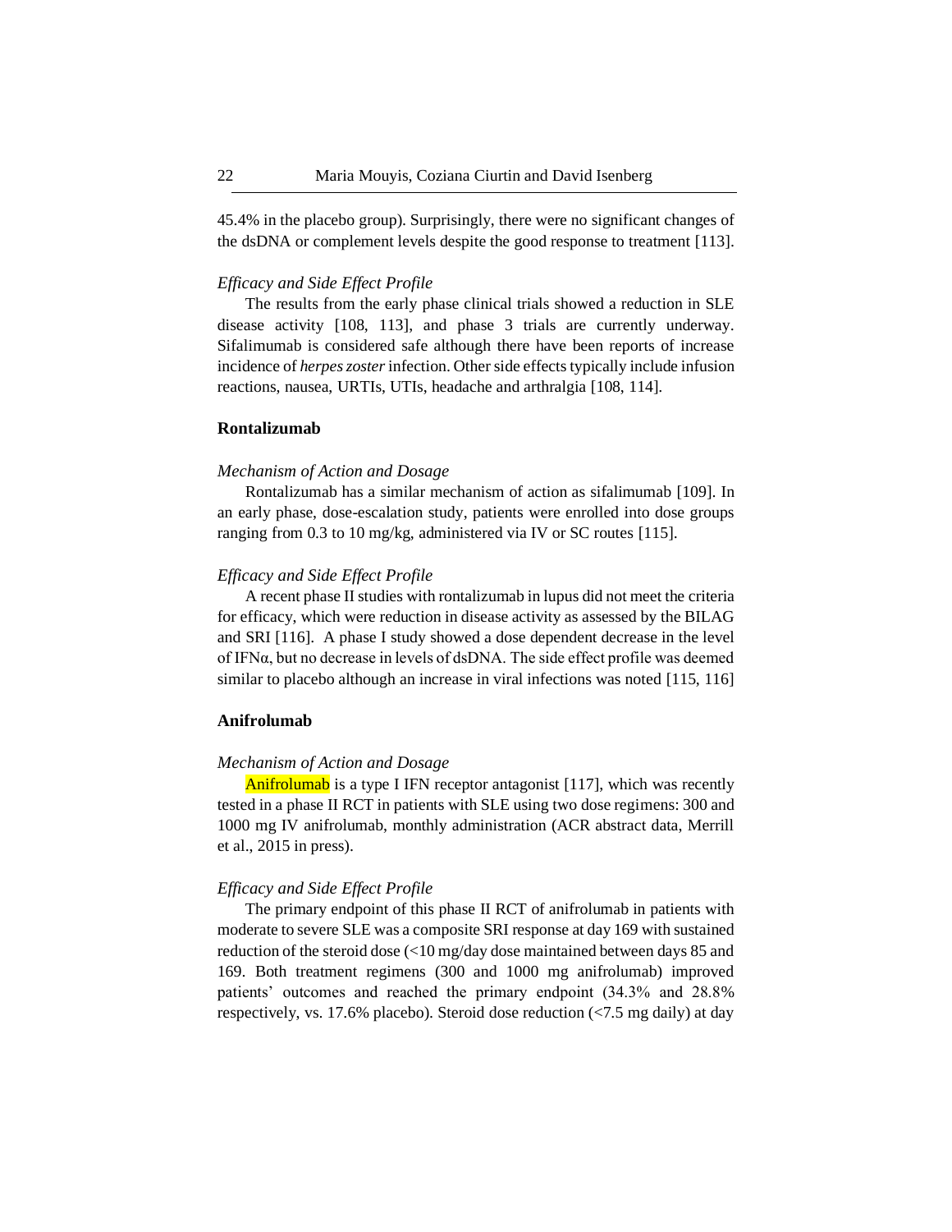45.4% in the placebo group). Surprisingly, there were no significant changes of the dsDNA or complement levels despite the good response to treatment [113].

*Efficacy and Side Effect Profile*

The results from the early phase clinical trials showed a reduction in SLE disease activity [108, 113], and phase 3 trials are currently underway. Sifalimumab is considered safe although there have been reports of increase incidence of *herpes zoster* infection. Other side effects typically include infusion reactions, nausea, URTIs, UTIs, headache and arthralgia [108, 114].

**Rontalizumab**

*Mechanism of Action and Dosage*

Rontalizumab has a similar mechanism of action as sifalimumab [109]. In an early phase, dose-escalation study, patients were enrolled into dose groups ranging from 0.3 to 10 mg/kg, administered via IV or SC routes [115].

*Efficacy and Side Effect Profile*

A recent phase II studies with rontalizumab in lupus did not meet the criteria for efficacy, which were reduction in disease activity as assessed by the BILAG and SRI [116]. A phase I study showed a dose dependent decrease in the level of IFNα, but no decrease in levels of dsDNA. The side effect profile was deemed similar to placebo although an increase in viral infections was noted [115, 116]

**Anifrolumab**

*Mechanism of Action and Dosage*

Anifrolumab is a type I IFN receptor antagonist [117], which was recently tested in a phase II RCT in patients with SLE using two dose regimens: 300 and 1000 mg IV anifrolumab, monthly administration (ACR abstract data, Merrill et al., 2015 in press).

*Efficacy and Side Effect Profile*

The primary endpoint of this phase II RCT of anifrolumab in patients with moderate to severe SLE was a composite SRI response at day 169 with sustained reduction of the steroid dose (<10 mg/day dose maintained between days 85 and 169. Both treatment regimens (300 and 1000 mg anifrolumab) improved patients' outcomes and reached the primary endpoint (34.3% and 28.8% respectively, vs. 17.6% placebo). Steroid dose reduction (<7.5 mg daily) at day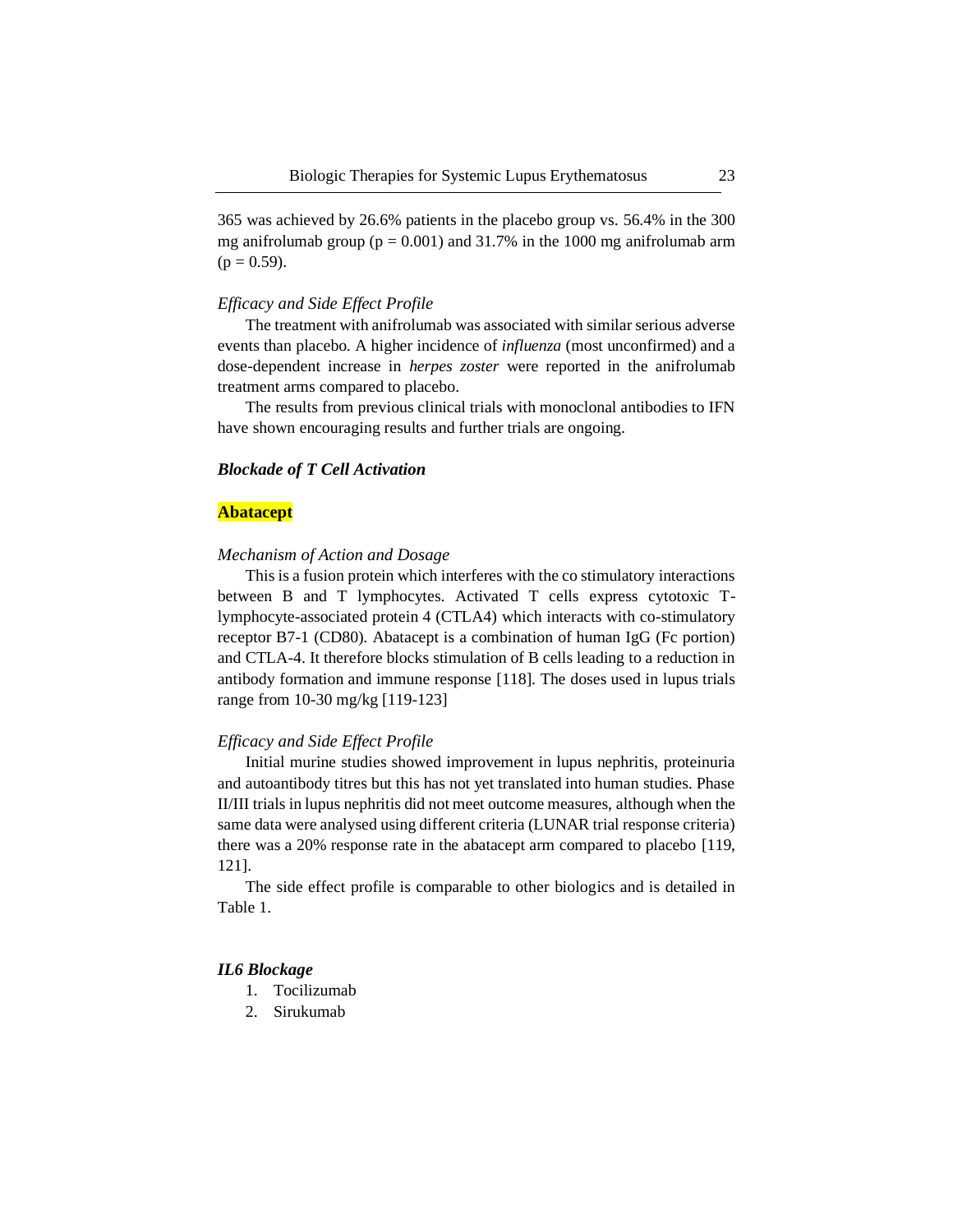365 was achieved by 26.6% patients in the placebo group vs. 56.4% in the 300 mg anifrolumab group (p = 0.001) and 31.7% in the 1000 mg anifrolumab arm (p = 0.59).

*Efficacy and Side Effect Profile*

The treatment with anifrolumab was associated with similar serious adverse events than placebo. A higher incidence of *influenza* (most unconfirmed) and a dose-dependent increase in *herpes zoster* were reported in the anifrolumab treatment arms compared to placebo.

The results from previous clinical trials with monoclonal antibodies to IFN have shown encouraging results and further trials are ongoing.

### *Blockade of T Cell Activation*

#### Abatacept

*Mechanism of Action and Dosage*

This is a fusion protein which interferes with the co stimulatory interactions between B and T lymphocytes. Activated T cells express cytotoxic T-lymphocyte-associated protein 4 (CTLA4) which interacts with co-stimulatory receptor B7-1 (CD80). Abatacept is a combination of human IgG (Fc portion) and CTLA-4. It therefore blocks stimulation of B cells leading to a reduction in antibody formation and immune response [118]. The doses used in lupus trials range from 10-30 mg/kg [119-123]

*Efficacy and Side Effect Profile*

Initial murine studies showed improvement in lupus nephritis, proteinuria and autoantibody titres but this has not yet translated into human studies. Phase II/III trials in lupus nephritis did not meet outcome measures, although when the same data were analysed using different criteria (LUNAR trial response criteria) there was a 20% response rate in the abatacept arm compared to placebo [119, 121].

The side effect profile is comparable to other biologics and is detailed in Table 1.

### *IL6 Blockage*

1. Tocilizumab
2. Sirukumab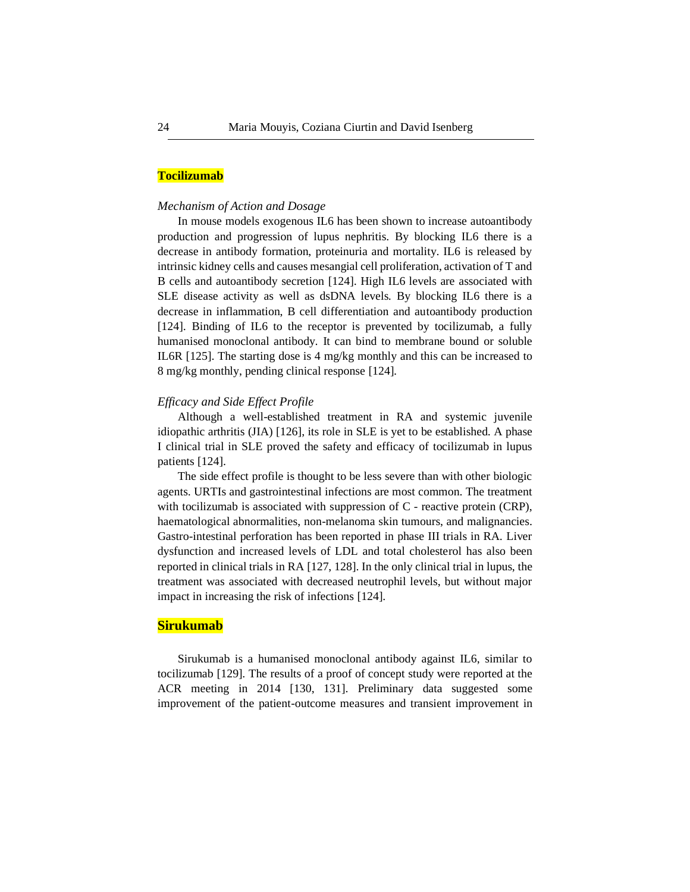## Tocilizumab

### *Mechanism of Action and Dosage*

In mouse models exogenous IL6 has been shown to increase autoantibody production and progression of lupus nephritis. By blocking IL6 there is a decrease in antibody formation, proteinuria and mortality. IL6 is released by intrinsic kidney cells and causes mesangial cell proliferation, activation of T and B cells and autoantibody secretion [124]. High IL6 levels are associated with SLE disease activity as well as dsDNA levels. By blocking IL6 there is a decrease in inflammation, B cell differentiation and autoantibody production [124]. Binding of IL6 to the receptor is prevented by tocilizumab, a fully humanised monoclonal antibody. It can bind to membrane bound or soluble IL6R [125]. The starting dose is 4 mg/kg monthly and this can be increased to 8 mg/kg monthly, pending clinical response [124].

### *Efficacy and Side Effect Profile*

Although a well-established treatment in RA and systemic juvenile idiopathic arthritis (JIA) [126], its role in SLE is yet to be established. A phase I clinical trial in SLE proved the safety and efficacy of tocilizumab in lupus patients [124].

The side effect profile is thought to be less severe than with other biologic agents. URTIs and gastrointestinal infections are most common. The treatment with tocilizumab is associated with suppression of C - reactive protein (CRP), haematological abnormalities, non-melanoma skin tumours, and malignancies. Gastro-intestinal perforation has been reported in phase III trials in RA. Liver dysfunction and increased levels of LDL and total cholesterol has also been reported in clinical trials in RA [127, 128]. In the only clinical trial in lupus, the treatment was associated with decreased neutrophil levels, but without major impact in increasing the risk of infections [124].

## Sirukumab

Sirukumab is a humanised monoclonal antibody against IL6, similar to tocilizumab [129]. The results of a proof of concept study were reported at the ACR meeting in 2014 [130, 131]. Preliminary data suggested some improvement of the patient-outcome measures and transient improvement in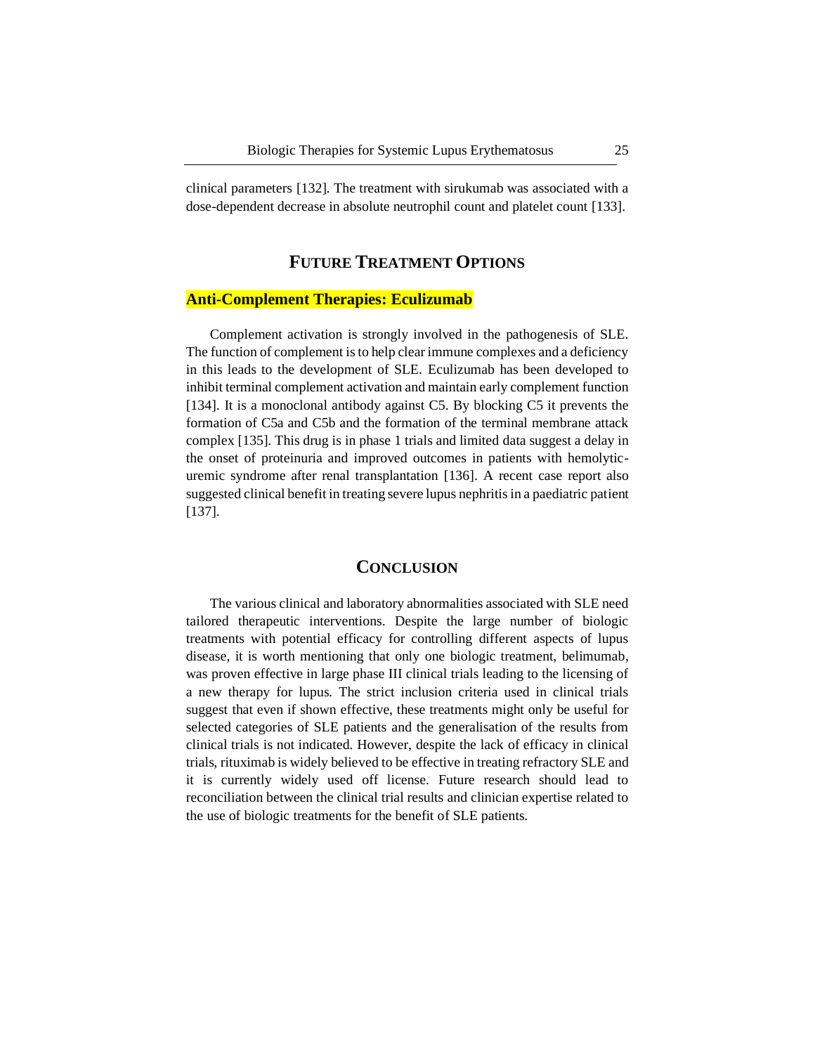clinical parameters [132]. The treatment with sirukumab was associated with a dose-dependent decrease in absolute neutrophil count and platelet count [133].

## FUTURE TREATMENT OPTIONS

### Anti-Complement Therapies: Eculizumab

Complement activation is strongly involved in the pathogenesis of SLE. The function of complement is to help clear immune complexes and a deficiency in this leads to the development of SLE. Eculizumab has been developed to inhibit terminal complement activation and maintain early complement function [134]. It is a monoclonal antibody against C5. By blocking C5 it prevents the formation of C5a and C5b and the formation of the terminal membrane attack complex [135]. This drug is in phase 1 trials and limited data suggest a delay in the onset of proteinuria and improved outcomes in patients with hemolytic-uremic syndrome after renal transplantation [136]. A recent case report also suggested clinical benefit in treating severe lupus nephritis in a paediatric patient [137].

## CONCLUSION

The various clinical and laboratory abnormalities associated with SLE need tailored therapeutic interventions. Despite the large number of biologic treatments with potential efficacy for controlling different aspects of lupus disease, it is worth mentioning that only one biologic treatment, belimumab, was proven effective in large phase III clinical trials leading to the licensing of a new therapy for lupus. The strict inclusion criteria used in clinical trials suggest that even if shown effective, these treatments might only be useful for selected categories of SLE patients and the generalisation of the results from clinical trials is not indicated. However, despite the lack of efficacy in clinical trials, rituximab is widely believed to be effective in treating refractory SLE and it is currently widely used off license. Future research should lead to reconciliation between the clinical trial results and clinician expertise related to the use of biologic treatments for the benefit of SLE patients.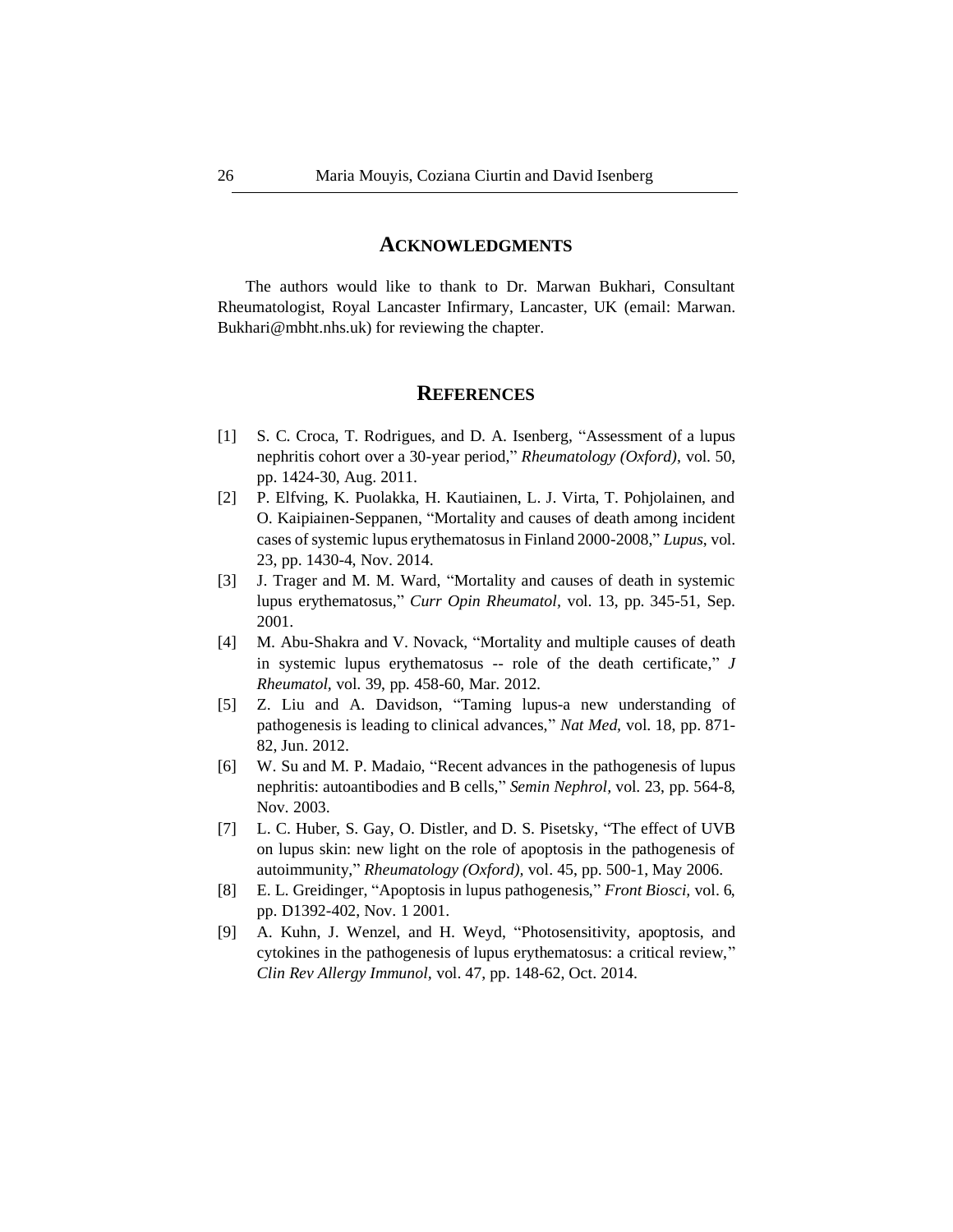## ACKNOWLEDGMENTS

The authors would like to thank to Dr. Marwan Bukhari, Consultant Rheumatologist, Royal Lancaster Infirmary, Lancaster, UK (email: Marwan. Bukhari@mbht.nhs.uk) for reviewing the chapter.

## REFERENCES

[1] S. C. Croca, T. Rodrigues, and D. A. Isenberg, "Assessment of a lupus nephritis cohort over a 30-year period," *Rheumatology (Oxford)*, vol. 50, pp. 1424-30, Aug. 2011.

[2] P. Elfving, K. Puolakka, H. Kautiainen, L. J. Virta, T. Pohjolainen, and O. Kaipiainen-Seppanen, "Mortality and causes of death among incident cases of systemic lupus erythematosus in Finland 2000-2008," *Lupus*, vol. 23, pp. 1430-4, Nov. 2014.

[3] J. Trager and M. M. Ward, "Mortality and causes of death in systemic lupus erythematosus," *Curr Opin Rheumatol,* vol. 13, pp. 345-51, Sep. 2001.

[4] M. Abu-Shakra and V. Novack, "Mortality and multiple causes of death in systemic lupus erythematosus -- role of the death certificate," *J Rheumatol,* vol. 39, pp. 458-60, Mar. 2012.

[5] Z. Liu and A. Davidson, "Taming lupus-a new understanding of pathogenesis is leading to clinical advances," *Nat Med,* vol. 18, pp. 871-82, Jun. 2012.

[6] W. Su and M. P. Madaio, "Recent advances in the pathogenesis of lupus nephritis: autoantibodies and B cells," *Semin Nephrol,* vol. 23, pp. 564-8, Nov. 2003.

[7] L. C. Huber, S. Gay, O. Distler, and D. S. Pisetsky, "The effect of UVB on lupus skin: new light on the role of apoptosis in the pathogenesis of autoimmunity," *Rheumatology (Oxford),* vol. 45, pp. 500-1, May 2006.

[8] E. L. Greidinger, "Apoptosis in lupus pathogenesis," *Front Biosci,* vol. 6, pp. D1392-402, Nov. 1 2001.

[9] A. Kuhn, J. Wenzel, and H. Weyd, "Photosensitivity, apoptosis, and cytokines in the pathogenesis of lupus erythematosus: a critical review," *Clin Rev Allergy Immunol,* vol. 47, pp. 148-62, Oct. 2014.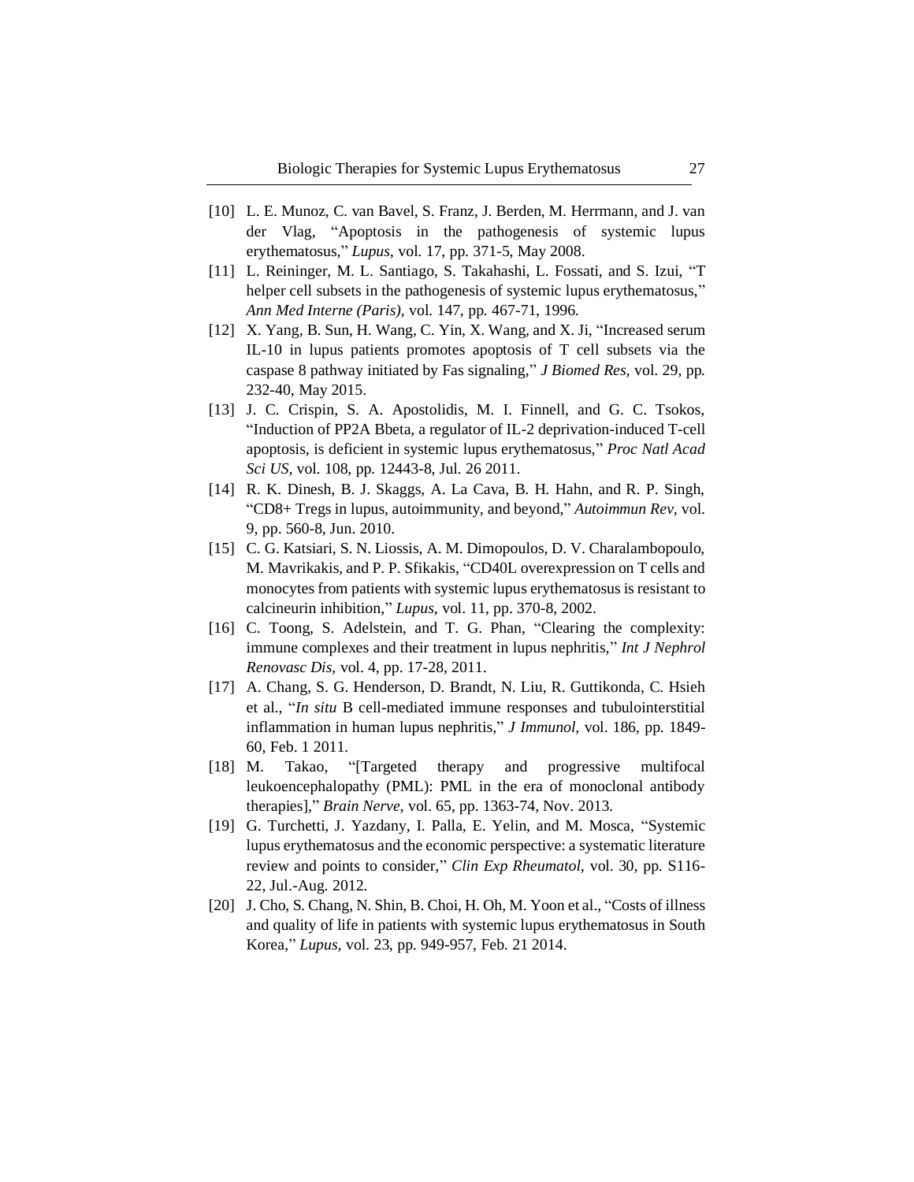[10] L. E. Munoz, C. van Bavel, S. Franz, J. Berden, M. Herrmann, and J. van der Vlag, "Apoptosis in the pathogenesis of systemic lupus erythematosus," *Lupus,* vol. 17, pp. 371-5, May 2008.

[11] L. Reininger, M. L. Santiago, S. Takahashi, L. Fossati, and S. Izui, "T helper cell subsets in the pathogenesis of systemic lupus erythematosus," *Ann Med Interne (Paris),* vol. 147, pp. 467-71, 1996.

[12] X. Yang, B. Sun, H. Wang, C. Yin, X. Wang, and X. Ji, "Increased serum IL-10 in lupus patients promotes apoptosis of T cell subsets via the caspase 8 pathway initiated by Fas signaling," *J Biomed Res,* vol. 29, pp. 232-40, May 2015.

[13] J. C. Crispin, S. A. Apostolidis, M. I. Finnell, and G. C. Tsokos, "Induction of PP2A Bbeta, a regulator of IL-2 deprivation-induced T-cell apoptosis, is deficient in systemic lupus erythematosus," *Proc Natl Acad Sci US,* vol. 108, pp. 12443-8, Jul. 26 2011.

[14] R. K. Dinesh, B. J. Skaggs, A. La Cava, B. H. Hahn, and R. P. Singh, "CD8+ Tregs in lupus, autoimmunity, and beyond," *Autoimmun Rev,* vol. 9, pp. 560-8, Jun. 2010.

[15] C. G. Katsiari, S. N. Liossis, A. M. Dimopoulos, D. V. Charalambopoulo, M. Mavrikakis, and P. P. Sfikakis, "CD40L overexpression on T cells and monocytes from patients with systemic lupus erythematosus is resistant to calcineurin inhibition," *Lupus,* vol. 11, pp. 370-8, 2002.

[16] C. Toong, S. Adelstein, and T. G. Phan, "Clearing the complexity: immune complexes and their treatment in lupus nephritis," *Int J Nephrol Renovasc Dis,* vol. 4, pp. 17-28, 2011.

[17] A. Chang, S. G. Henderson, D. Brandt, N. Liu, R. Guttikonda, C. Hsieh et al., "*In situ* B cell-mediated immune responses and tubulointerstitial inflammation in human lupus nephritis," *J Immunol,* vol. 186, pp. 1849-60, Feb. 1 2011.

[18] M. Takao, "[Targeted therapy and progressive multifocal leukoencephalopathy (PML): PML in the era of monoclonal antibody therapies]," *Brain Nerve,* vol. 65, pp. 1363-74, Nov. 2013.

[19] G. Turchetti, J. Yazdany, I. Palla, E. Yelin, and M. Mosca, "Systemic lupus erythematosus and the economic perspective: a systematic literature review and points to consider," *Clin Exp Rheumatol,* vol. 30, pp. S116-22, Jul.-Aug. 2012.

[20] J. Cho, S. Chang, N. Shin, B. Choi, H. Oh, M. Yoon et al., "Costs of illness and quality of life in patients with systemic lupus erythematosus in South Korea," *Lupus,* vol. 23, pp. 949-957, Feb. 21 2014.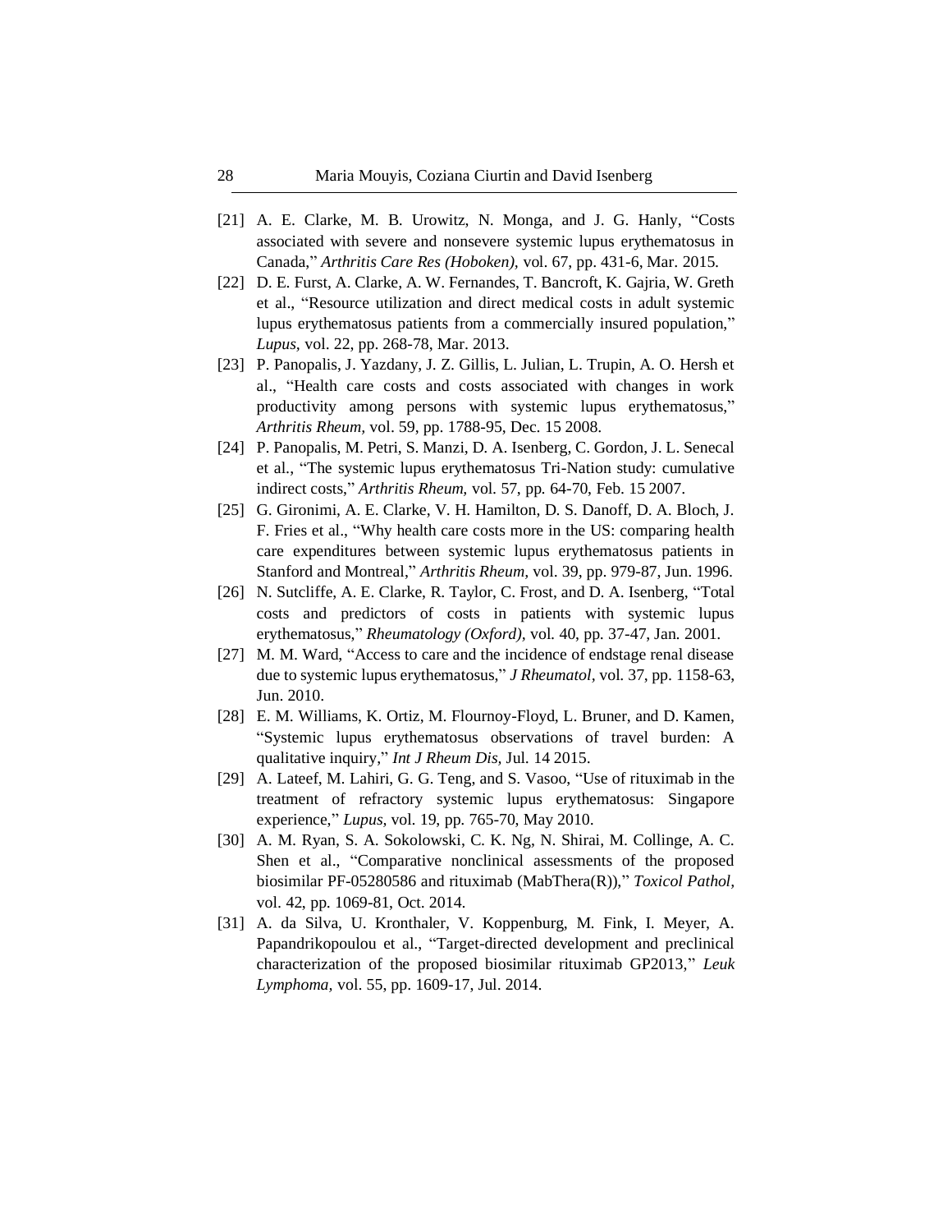[21] A. E. Clarke, M. B. Urowitz, N. Monga, and J. G. Hanly, "Costs associated with severe and nonsevere systemic lupus erythematosus in Canada," *Arthritis Care Res (Hoboken)*, vol. 67, pp. 431-6, Mar. 2015.

[22] D. E. Furst, A. Clarke, A. W. Fernandes, T. Bancroft, K. Gajria, W. Greth et al., "Resource utilization and direct medical costs in adult systemic lupus erythematosus patients from a commercially insured population," *Lupus*, vol. 22, pp. 268-78, Mar. 2013.

[23] P. Panopalis, J. Yazdany, J. Z. Gillis, L. Julian, L. Trupin, A. O. Hersh et al., "Health care costs and costs associated with changes in work productivity among persons with systemic lupus erythematosus," *Arthritis Rheum*, vol. 59, pp. 1788-95, Dec. 15 2008.

[24] P. Panopalis, M. Petri, S. Manzi, D. A. Isenberg, C. Gordon, J. L. Senecal et al., "The systemic lupus erythematosus Tri-Nation study: cumulative indirect costs," *Arthritis Rheum*, vol. 57, pp. 64-70, Feb. 15 2007.

[25] G. Gironimi, A. E. Clarke, V. H. Hamilton, D. S. Danoff, D. A. Bloch, J. F. Fries et al., "Why health care costs more in the US: comparing health care expenditures between systemic lupus erythematosus patients in Stanford and Montreal," *Arthritis Rheum*, vol. 39, pp. 979-87, Jun. 1996.

[26] N. Sutcliffe, A. E. Clarke, R. Taylor, C. Frost, and D. A. Isenberg, "Total costs and predictors of costs in patients with systemic lupus erythematosus," *Rheumatology (Oxford)*, vol. 40, pp. 37-47, Jan. 2001.

[27] M. M. Ward, "Access to care and the incidence of endstage renal disease due to systemic lupus erythematosus," *J Rheumatol*, vol. 37, pp. 1158-63, Jun. 2010.

[28] E. M. Williams, K. Ortiz, M. Flournoy-Floyd, L. Bruner, and D. Kamen, "Systemic lupus erythematosus observations of travel burden: A qualitative inquiry," *Int J Rheum Dis*, Jul. 14 2015.

[29] A. Lateef, M. Lahiri, G. G. Teng, and S. Vasoo, "Use of rituximab in the treatment of refractory systemic lupus erythematosus: Singapore experience," *Lupus*, vol. 19, pp. 765-70, May 2010.

[30] A. M. Ryan, S. A. Sokolowski, C. K. Ng, N. Shirai, M. Collinge, A. C. Shen et al., "Comparative nonclinical assessments of the proposed biosimilar PF-05280586 and rituximab (MabThera(R))," *Toxicol Pathol*, vol. 42, pp. 1069-81, Oct. 2014.

[31] A. da Silva, U. Kronthaler, V. Koppenburg, M. Fink, I. Meyer, A. Papandrikopoulou et al., "Target-directed development and preclinical characterization of the proposed biosimilar rituximab GP2013," *Leuk Lymphoma*, vol. 55, pp. 1609-17, Jul. 2014.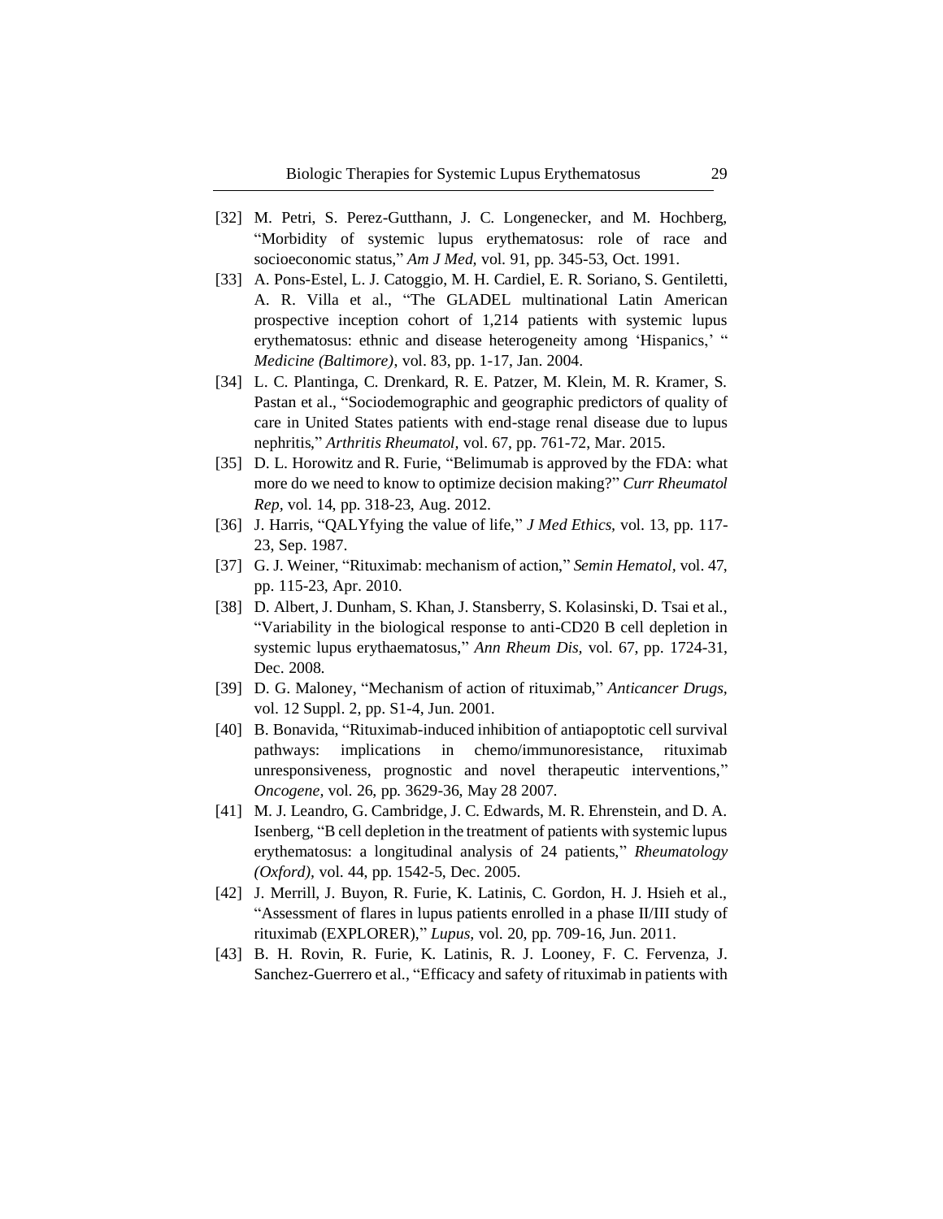[32] M. Petri, S. Perez-Gutthann, J. C. Longenecker, and M. Hochberg, "Morbidity of systemic lupus erythematosus: role of race and socioeconomic status," *Am J Med,* vol. 91, pp. 345-53, Oct. 1991.

[33] A. Pons-Estel, L. J. Catoggio, M. H. Cardiel, E. R. Soriano, S. Gentiletti, A. R. Villa et al., "The GLADEL multinational Latin American prospective inception cohort of 1,214 patients with systemic lupus erythematosus: ethnic and disease heterogeneity among 'Hispanics,' " *Medicine (Baltimore),* vol. 83, pp. 1-17, Jan. 2004.

[34] L. C. Plantinga, C. Drenkard, R. E. Patzer, M. Klein, M. R. Kramer, S. Pastan et al., "Sociodemographic and geographic predictors of quality of care in United States patients with end-stage renal disease due to lupus nephritis," *Arthritis Rheumatol,* vol. 67, pp. 761-72, Mar. 2015.

[35] D. L. Horowitz and R. Furie, "Belimumab is approved by the FDA: what more do we need to know to optimize decision making?" *Curr Rheumatol Rep,* vol. 14, pp. 318-23, Aug. 2012.

[36] J. Harris, "QALYfying the value of life," *J Med Ethics,* vol. 13, pp. 117-23, Sep. 1987.

[37] G. J. Weiner, "Rituximab: mechanism of action," *Semin Hematol,* vol. 47, pp. 115-23, Apr. 2010.

[38] D. Albert, J. Dunham, S. Khan, J. Stansberry, S. Kolasinski, D. Tsai et al., "Variability in the biological response to anti-CD20 B cell depletion in systemic lupus erythaematosus," *Ann Rheum Dis,* vol. 67, pp. 1724-31, Dec. 2008.

[39] D. G. Maloney, "Mechanism of action of rituximab," *Anticancer Drugs,* vol. 12 Suppl. 2, pp. S1-4, Jun. 2001.

[40] B. Bonavida, "Rituximab-induced inhibition of antiapoptotic cell survival pathways: implications in chemo/immunoresistance, rituximab unresponsiveness, prognostic and novel therapeutic interventions," *Oncogene,* vol. 26, pp. 3629-36, May 28 2007.

[41] M. J. Leandro, G. Cambridge, J. C. Edwards, M. R. Ehrenstein, and D. A. Isenberg, "B cell depletion in the treatment of patients with systemic lupus erythematosus: a longitudinal analysis of 24 patients," *Rheumatology (Oxford),* vol. 44, pp. 1542-5, Dec. 2005.

[42] J. Merrill, J. Buyon, R. Furie, K. Latinis, C. Gordon, H. J. Hsieh et al., "Assessment of flares in lupus patients enrolled in a phase II/III study of rituximab (EXPLORER)," *Lupus,* vol. 20, pp. 709-16, Jun. 2011.

[43] B. H. Rovin, R. Furie, K. Latinis, R. J. Looney, F. C. Fervenza, J. Sanchez-Guerrero et al., "Efficacy and safety of rituximab in patients with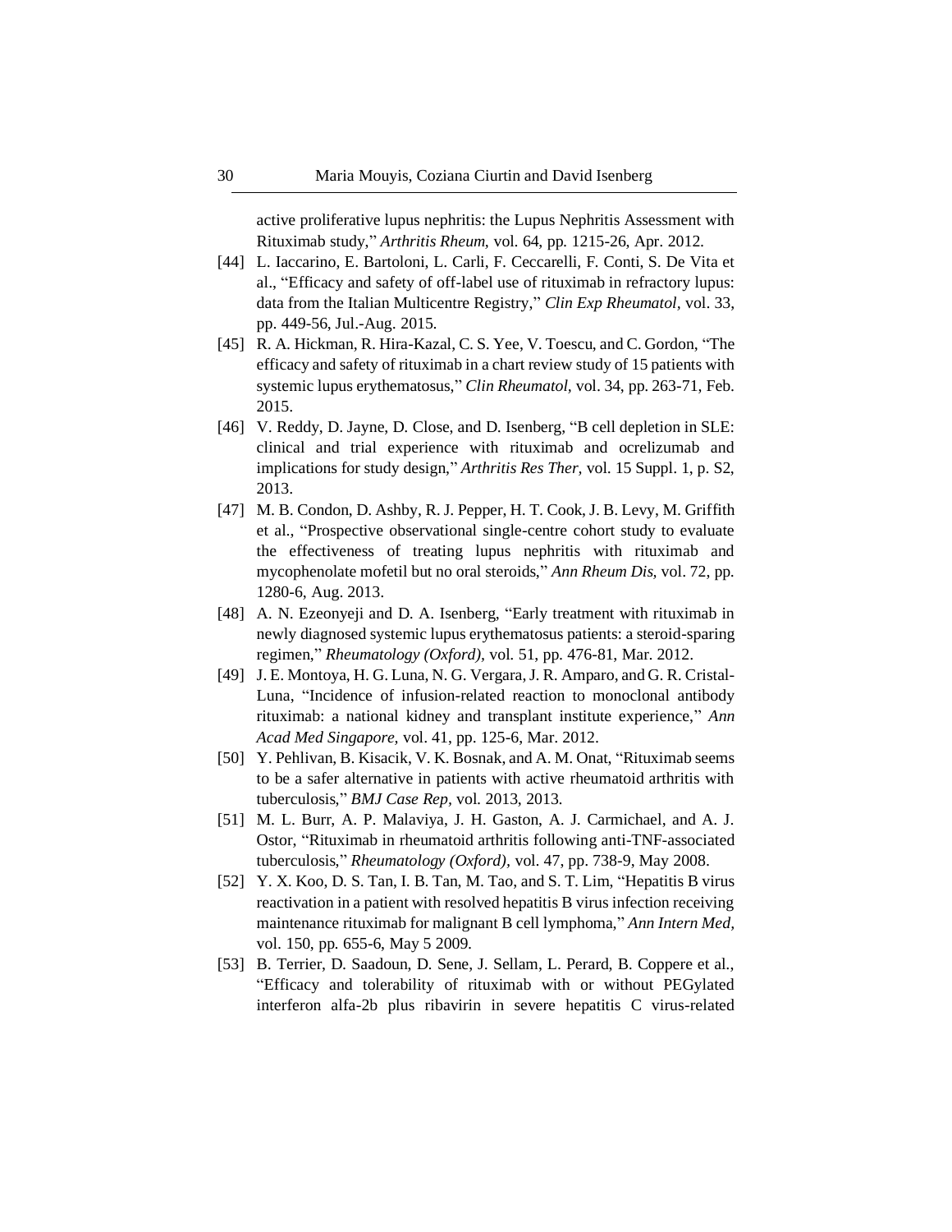active proliferative lupus nephritis: the Lupus Nephritis Assessment with Rituximab study," *Arthritis Rheum,* vol. 64, pp. 1215-26, Apr. 2012.

[44] L. Iaccarino, E. Bartoloni, L. Carli, F. Ceccarelli, F. Conti, S. De Vita et al., "Efficacy and safety of off-label use of rituximab in refractory lupus: data from the Italian Multicentre Registry," *Clin Exp Rheumatol,* vol. 33, pp. 449-56, Jul.-Aug. 2015.

[45] R. A. Hickman, R. Hira-Kazal, C. S. Yee, V. Toescu, and C. Gordon, "The efficacy and safety of rituximab in a chart review study of 15 patients with systemic lupus erythematosus," *Clin Rheumatol,* vol. 34, pp. 263-71, Feb. 2015.

[46] V. Reddy, D. Jayne, D. Close, and D. Isenberg, "B cell depletion in SLE: clinical and trial experience with rituximab and ocrelizumab and implications for study design," *Arthritis Res Ther,* vol. 15 Suppl. 1, p. S2, 2013.

[47] M. B. Condon, D. Ashby, R. J. Pepper, H. T. Cook, J. B. Levy, M. Griffith et al., "Prospective observational single-centre cohort study to evaluate the effectiveness of treating lupus nephritis with rituximab and mycophenolate mofetil but no oral steroids," *Ann Rheum Dis,* vol. 72, pp. 1280-6, Aug. 2013.

[48] A. N. Ezeonyeji and D. A. Isenberg, "Early treatment with rituximab in newly diagnosed systemic lupus erythematosus patients: a steroid-sparing regimen," *Rheumatology (Oxford),* vol. 51, pp. 476-81, Mar. 2012.

[49] J. E. Montoya, H. G. Luna, N. G. Vergara, J. R. Amparo, and G. R. Cristal-Luna, "Incidence of infusion-related reaction to monoclonal antibody rituximab: a national kidney and transplant institute experience," *Ann Acad Med Singapore,* vol. 41, pp. 125-6, Mar. 2012.

[50] Y. Pehlivan, B. Kisacik, V. K. Bosnak, and A. M. Onat, "Rituximab seems to be a safer alternative in patients with active rheumatoid arthritis with tuberculosis," *BMJ Case Rep,* vol. 2013, 2013.

[51] M. L. Burr, A. P. Malaviya, J. H. Gaston, A. J. Carmichael, and A. J. Ostor, "Rituximab in rheumatoid arthritis following anti-TNF-associated tuberculosis," *Rheumatology (Oxford),* vol. 47, pp. 738-9, May 2008.

[52] Y. X. Koo, D. S. Tan, I. B. Tan, M. Tao, and S. T. Lim, "Hepatitis B virus reactivation in a patient with resolved hepatitis B virus infection receiving maintenance rituximab for malignant B cell lymphoma," *Ann Intern Med,* vol. 150, pp. 655-6, May 5 2009.

[53] B. Terrier, D. Saadoun, D. Sene, J. Sellam, L. Perard, B. Coppere et al., "Efficacy and tolerability of rituximab with or without PEGylated interferon alfa-2b plus ribavirin in severe hepatitis C virus-related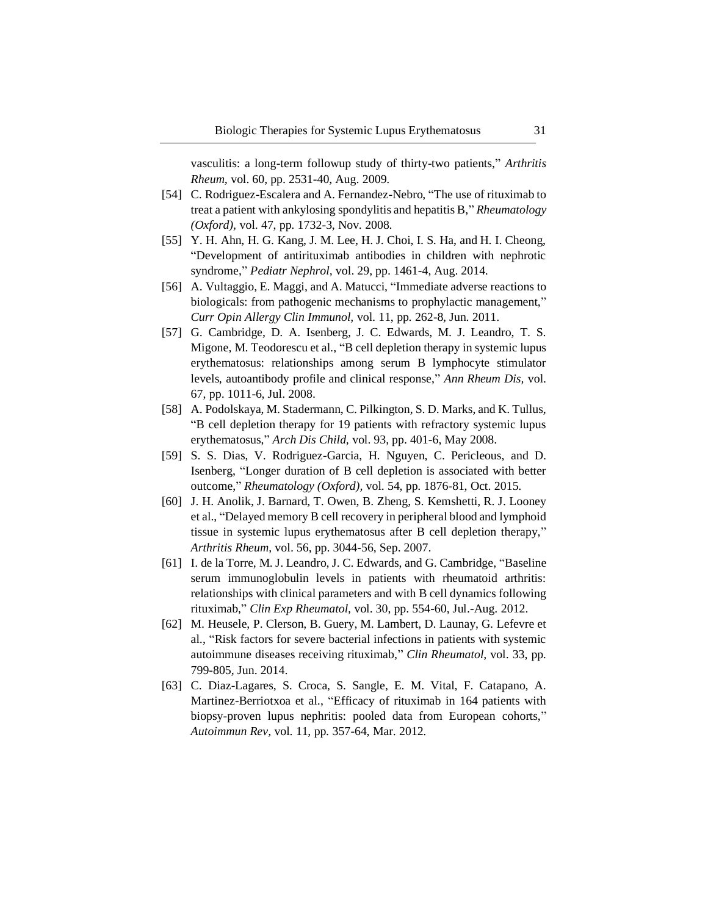vasculitis: a long-term followup study of thirty-two patients," *Arthritis Rheum,* vol. 60, pp. 2531-40, Aug. 2009.

[54] C. Rodriguez-Escalera and A. Fernandez-Nebro, "The use of rituximab to treat a patient with ankylosing spondylitis and hepatitis B," *Rheumatology (Oxford),* vol. 47, pp. 1732-3, Nov. 2008.

[55] Y. H. Ahn, H. G. Kang, J. M. Lee, H. J. Choi, I. S. Ha, and H. I. Cheong, "Development of antirituximab antibodies in children with nephrotic syndrome," *Pediatr Nephrol,* vol. 29, pp. 1461-4, Aug. 2014.

[56] A. Vultaggio, E. Maggi, and A. Matucci, "Immediate adverse reactions to biologicals: from pathogenic mechanisms to prophylactic management," *Curr Opin Allergy Clin Immunol,* vol. 11, pp. 262-8, Jun. 2011.

[57] G. Cambridge, D. A. Isenberg, J. C. Edwards, M. J. Leandro, T. S. Migone, M. Teodorescu et al., "B cell depletion therapy in systemic lupus erythematosus: relationships among serum B lymphocyte stimulator levels, autoantibody profile and clinical response," *Ann Rheum Dis,* vol. 67, pp. 1011-6, Jul. 2008.

[58] A. Podolskaya, M. Stadermann, C. Pilkington, S. D. Marks, and K. Tullus, "B cell depletion therapy for 19 patients with refractory systemic lupus erythematosus," *Arch Dis Child,* vol. 93, pp. 401-6, May 2008.

[59] S. S. Dias, V. Rodriguez-Garcia, H. Nguyen, C. Pericleous, and D. Isenberg, "Longer duration of B cell depletion is associated with better outcome," *Rheumatology (Oxford),* vol. 54, pp. 1876-81, Oct. 2015.

[60] J. H. Anolik, J. Barnard, T. Owen, B. Zheng, S. Kemshetti, R. J. Looney et al., "Delayed memory B cell recovery in peripheral blood and lymphoid tissue in systemic lupus erythematosus after B cell depletion therapy," *Arthritis Rheum,* vol. 56, pp. 3044-56, Sep. 2007.

[61] I. de la Torre, M. J. Leandro, J. C. Edwards, and G. Cambridge, "Baseline serum immunoglobulin levels in patients with rheumatoid arthritis: relationships with clinical parameters and with B cell dynamics following rituximab," *Clin Exp Rheumatol,* vol. 30, pp. 554-60, Jul.-Aug. 2012.

[62] M. Heusele, P. Clerson, B. Guery, M. Lambert, D. Launay, G. Lefevre et al., "Risk factors for severe bacterial infections in patients with systemic autoimmune diseases receiving rituximab," *Clin Rheumatol,* vol. 33, pp. 799-805, Jun. 2014.

[63] C. Diaz-Lagares, S. Croca, S. Sangle, E. M. Vital, F. Catapano, A. Martinez-Berriotxoa et al., "Efficacy of rituximab in 164 patients with biopsy-proven lupus nephritis: pooled data from European cohorts," *Autoimmun Rev,* vol. 11, pp. 357-64, Mar. 2012.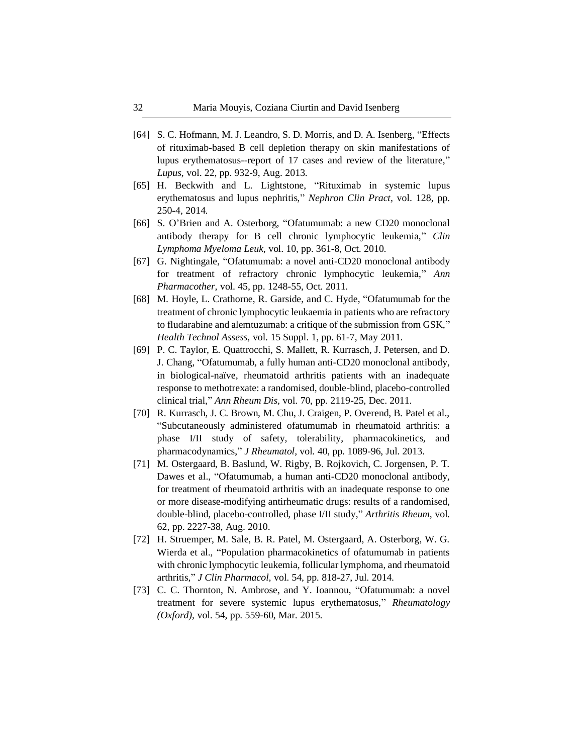[64] S. C. Hofmann, M. J. Leandro, S. D. Morris, and D. A. Isenberg, "Effects of rituximab-based B cell depletion therapy on skin manifestations of lupus erythematosus--report of 17 cases and review of the literature," *Lupus*, vol. 22, pp. 932-9, Aug. 2013.

[65] H. Beckwith and L. Lightstone, "Rituximab in systemic lupus erythematosus and lupus nephritis," *Nephron Clin Pract*, vol. 128, pp. 250-4, 2014.

[66] S. O'Brien and A. Osterborg, "Ofatumumab: a new CD20 monoclonal antibody therapy for B cell chronic lymphocytic leukemia," *Clin Lymphoma Myeloma Leuk*, vol. 10, pp. 361-8, Oct. 2010.

[67] G. Nightingale, "Ofatumumab: a novel anti-CD20 monoclonal antibody for treatment of refractory chronic lymphocytic leukemia," *Ann Pharmacother*, vol. 45, pp. 1248-55, Oct. 2011.

[68] M. Hoyle, L. Crathorne, R. Garside, and C. Hyde, "Ofatumumab for the treatment of chronic lymphocytic leukaemia in patients who are refractory to fludarabine and alemtuzumab: a critique of the submission from GSK," *Health Technol Assess*, vol. 15 Suppl. 1, pp. 61-7, May 2011.

[69] P. C. Taylor, E. Quattrocchi, S. Mallett, R. Kurrasch, J. Petersen, and D. J. Chang, "Ofatumumab, a fully human anti-CD20 monoclonal antibody, in biological-naïve, rheumatoid arthritis patients with an inadequate response to methotrexate: a randomised, double-blind, placebo-controlled clinical trial," *Ann Rheum Dis*, vol. 70, pp. 2119-25, Dec. 2011.

[70] R. Kurrasch, J. C. Brown, M. Chu, J. Craigen, P. Overend, B. Patel et al., "Subcutaneously administered ofatumumab in rheumatoid arthritis: a phase I/II study of safety, tolerability, pharmacokinetics, and pharmacodynamics," *J Rheumatol*, vol. 40, pp. 1089-96, Jul. 2013.

[71] M. Ostergaard, B. Baslund, W. Rigby, B. Rojkovich, C. Jorgensen, P. T. Dawes et al., "Ofatumumab, a human anti-CD20 monoclonal antibody, for treatment of rheumatoid arthritis with an inadequate response to one or more disease-modifying antirheumatic drugs: results of a randomised, double-blind, placebo-controlled, phase I/II study," *Arthritis Rheum*, vol. 62, pp. 2227-38, Aug. 2010.

[72] H. Struemper, M. Sale, B. R. Patel, M. Ostergaard, A. Osterborg, W. G. Wierda et al., "Population pharmacokinetics of ofatumumab in patients with chronic lymphocytic leukemia, follicular lymphoma, and rheumatoid arthritis," *J Clin Pharmacol*, vol. 54, pp. 818-27, Jul. 2014.

[73] C. C. Thornton, N. Ambrose, and Y. Ioannou, "Ofatumumab: a novel treatment for severe systemic lupus erythematosus," *Rheumatology (Oxford)*, vol. 54, pp. 559-60, Mar. 2015.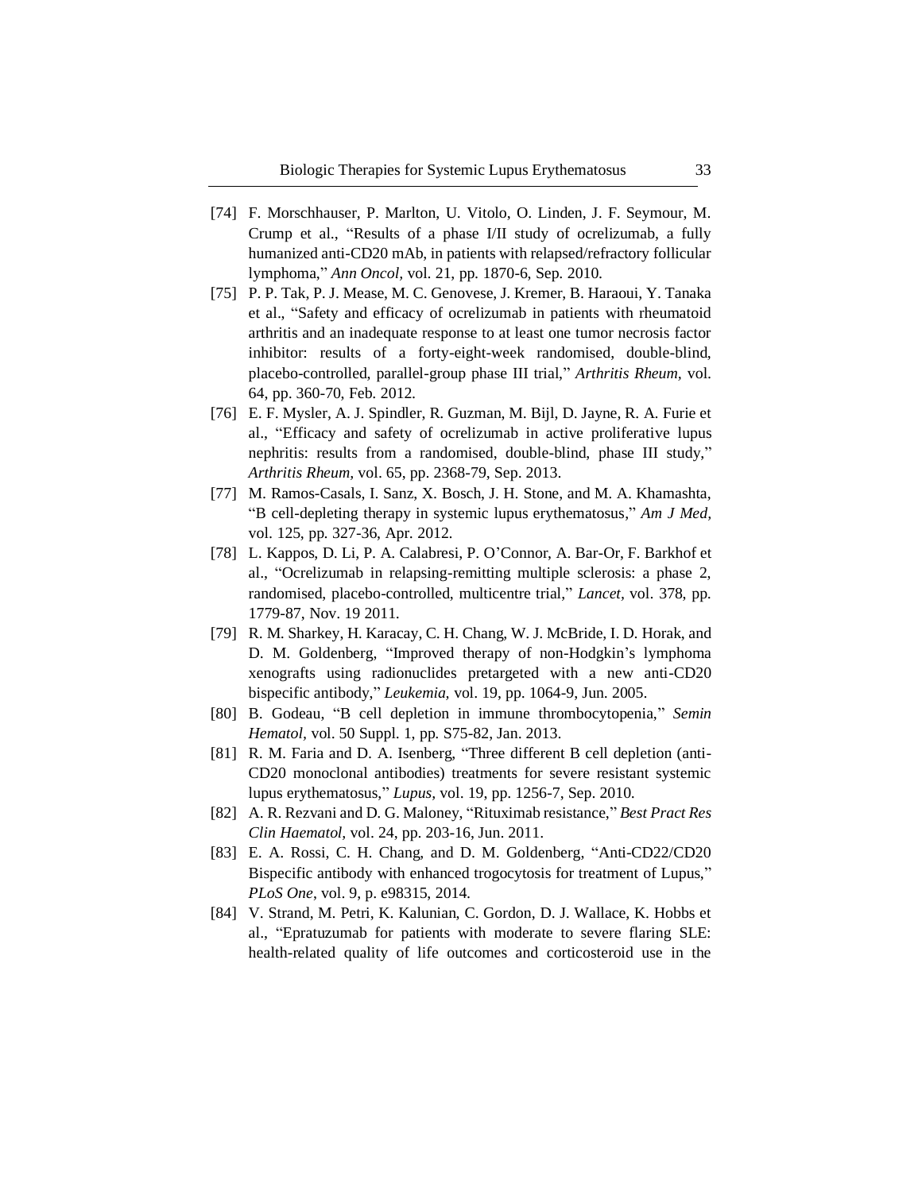[74] F. Morschhauser, P. Marlton, U. Vitolo, O. Linden, J. F. Seymour, M. Crump et al., "Results of a phase I/II study of ocrelizumab, a fully humanized anti-CD20 mAb, in patients with relapsed/refractory follicular lymphoma," *Ann Oncol,* vol. 21, pp. 1870-6, Sep. 2010.

[75] P. P. Tak, P. J. Mease, M. C. Genovese, J. Kremer, B. Haraoui, Y. Tanaka et al., "Safety and efficacy of ocrelizumab in patients with rheumatoid arthritis and an inadequate response to at least one tumor necrosis factor inhibitor: results of a forty-eight-week randomised, double-blind, placebo-controlled, parallel-group phase III trial," *Arthritis Rheum,* vol. 64, pp. 360-70, Feb. 2012.

[76] E. F. Mysler, A. J. Spindler, R. Guzman, M. Bijl, D. Jayne, R. A. Furie et al., "Efficacy and safety of ocrelizumab in active proliferative lupus nephritis: results from a randomised, double-blind, phase III study," *Arthritis Rheum,* vol. 65, pp. 2368-79, Sep. 2013.

[77] M. Ramos-Casals, I. Sanz, X. Bosch, J. H. Stone, and M. A. Khamashta, "B cell-depleting therapy in systemic lupus erythematosus," *Am J Med,* vol. 125, pp. 327-36, Apr. 2012.

[78] L. Kappos, D. Li, P. A. Calabresi, P. O'Connor, A. Bar-Or, F. Barkhof et al., "Ocrelizumab in relapsing-remitting multiple sclerosis: a phase 2, randomised, placebo-controlled, multicentre trial," *Lancet,* vol. 378, pp. 1779-87, Nov. 19 2011.

[79] R. M. Sharkey, H. Karacay, C. H. Chang, W. J. McBride, I. D. Horak, and D. M. Goldenberg, "Improved therapy of non-Hodgkin's lymphoma xenografts using radionuclides pretargeted with a new anti-CD20 bispecific antibody," *Leukemia,* vol. 19, pp. 1064-9, Jun. 2005.

[80] B. Godeau, "B cell depletion in immune thrombocytopenia," *Semin Hematol,* vol. 50 Suppl. 1, pp. S75-82, Jan. 2013.

[81] R. M. Faria and D. A. Isenberg, "Three different B cell depletion (anti-CD20 monoclonal antibodies) treatments for severe resistant systemic lupus erythematosus," *Lupus,* vol. 19, pp. 1256-7, Sep. 2010.

[82] A. R. Rezvani and D. G. Maloney, "Rituximab resistance," *Best Pract Res Clin Haematol,* vol. 24, pp. 203-16, Jun. 2011.

[83] E. A. Rossi, C. H. Chang, and D. M. Goldenberg, "Anti-CD22/CD20 Bispecific antibody with enhanced trogocytosis for treatment of Lupus," *PLoS One*, vol. 9, p. e98315, 2014.

[84] V. Strand, M. Petri, K. Kalunian, C. Gordon, D. J. Wallace, K. Hobbs et al., "Epratuzumab for patients with moderate to severe flaring SLE: health-related quality of life outcomes and corticosteroid use in the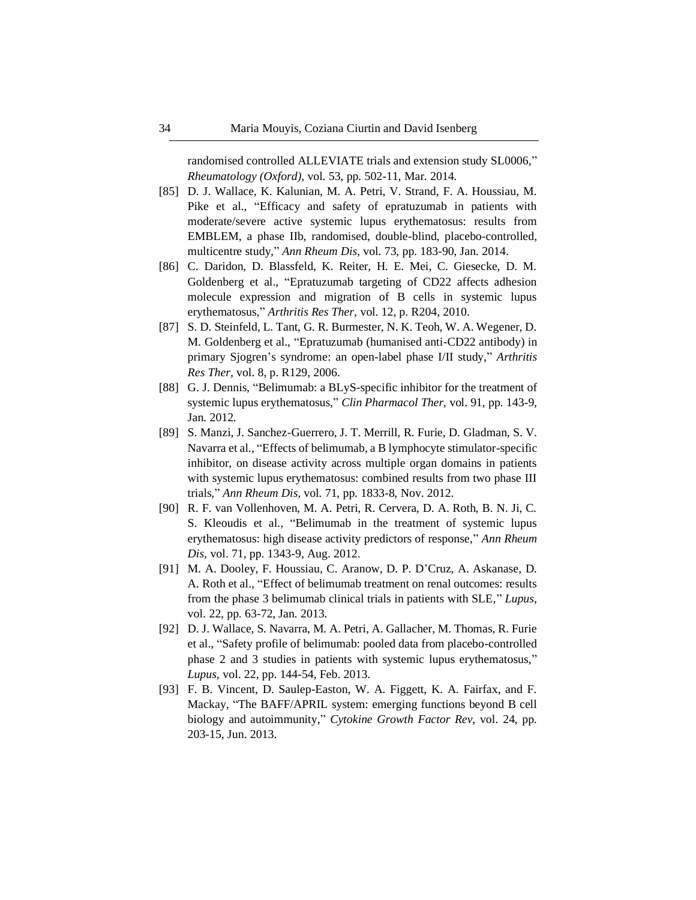randomised controlled ALLEVIATE trials and extension study SL0006," *Rheumatology (Oxford),* vol. 53, pp. 502-11, Mar. 2014.

[85] D. J. Wallace, K. Kalunian, M. A. Petri, V. Strand, F. A. Houssiau, M. Pike et al., "Efficacy and safety of epratuzumab in patients with moderate/severe active systemic lupus erythematosus: results from EMBLEM, a phase IIb, randomised, double-blind, placebo-controlled, multicentre study," *Ann Rheum Dis,* vol. 73, pp. 183-90, Jan. 2014.

[86] C. Daridon, D. Blassfeld, K. Reiter, H. E. Mei, C. Giesecke, D. M. Goldenberg et al., "Epratuzumab targeting of CD22 affects adhesion molecule expression and migration of B cells in systemic lupus erythematosus," *Arthritis Res Ther,* vol. 12, p. R204, 2010.

[87] S. D. Steinfeld, L. Tant, G. R. Burmester, N. K. Teoh, W. A. Wegener, D. M. Goldenberg et al., "Epratuzumab (humanised anti-CD22 antibody) in primary Sjogren's syndrome: an open-label phase I/II study," *Arthritis Res Ther,* vol. 8, p. R129, 2006.

[88] G. J. Dennis, "Belimumab: a BLyS-specific inhibitor for the treatment of systemic lupus erythematosus," *Clin Pharmacol Ther,* vol. 91, pp. 143-9, Jan. 2012.

[89] S. Manzi, J. Sanchez-Guerrero, J. T. Merrill, R. Furie, D. Gladman, S. V. Navarra et al., "Effects of belimumab, a B lymphocyte stimulator-specific inhibitor, on disease activity across multiple organ domains in patients with systemic lupus erythematosus: combined results from two phase III trials," *Ann Rheum Dis,* vol. 71, pp. 1833-8, Nov. 2012.

[90] R. F. van Vollenhoven, M. A. Petri, R. Cervera, D. A. Roth, B. N. Ji, C. S. Kleoudis et al., "Belimumab in the treatment of systemic lupus erythematosus: high disease activity predictors of response," *Ann Rheum Dis,* vol. 71, pp. 1343-9, Aug. 2012.

[91] M. A. Dooley, F. Houssiau, C. Aranow, D. P. D'Cruz, A. Askanase, D. A. Roth et al., "Effect of belimumab treatment on renal outcomes: results from the phase 3 belimumab clinical trials in patients with SLE," *Lupus,* vol. 22, pp. 63-72, Jan. 2013.

[92] D. J. Wallace, S. Navarra, M. A. Petri, A. Gallacher, M. Thomas, R. Furie et al., "Safety profile of belimumab: pooled data from placebo-controlled phase 2 and 3 studies in patients with systemic lupus erythematosus," *Lupus,* vol. 22, pp. 144-54, Feb. 2013.

[93] F. B. Vincent, D. Saulep-Easton, W. A. Figgett, K. A. Fairfax, and F. Mackay, "The BAFF/APRIL system: emerging functions beyond B cell biology and autoimmunity," *Cytokine Growth Factor Rev,* vol. 24, pp. 203-15, Jun. 2013.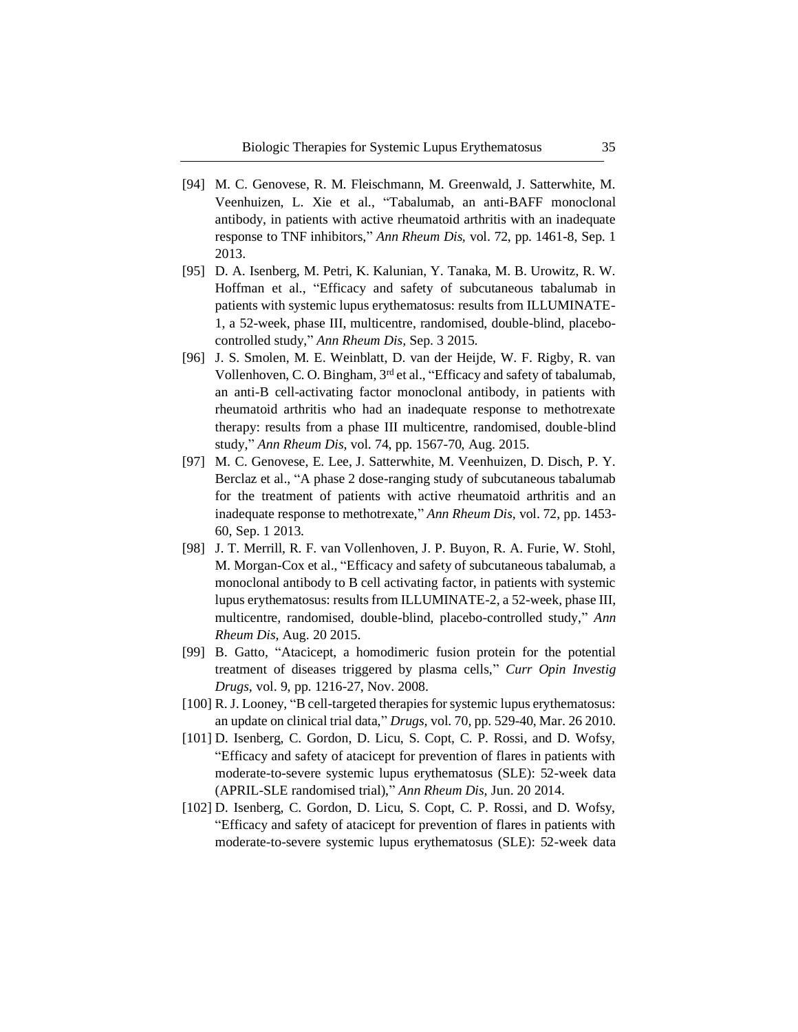[94] M. C. Genovese, R. M. Fleischmann, M. Greenwald, J. Satterwhite, M. Veenhuizen, L. Xie et al., "Tabalumab, an anti-BAFF monoclonal antibody, in patients with active rheumatoid arthritis with an inadequate response to TNF inhibitors," *Ann Rheum Dis*, vol. 72, pp. 1461-8, Sep. 1 2013.

[95] D. A. Isenberg, M. Petri, K. Kalunian, Y. Tanaka, M. B. Urowitz, R. W. Hoffman et al., "Efficacy and safety of subcutaneous tabalumab in patients with systemic lupus erythematosus: results from ILLUMINATE-1, a 52-week, phase III, multicentre, randomised, double-blind, placebo-controlled study," *Ann Rheum Dis*, Sep. 3 2015.

[96] J. S. Smolen, M. E. Weinblatt, D. van der Heijde, W. F. Rigby, R. van Vollenhoven, C. O. Bingham, 3rd et al., "Efficacy and safety of tabalumab, an anti-B cell-activating factor monoclonal antibody, in patients with rheumatoid arthritis who had an inadequate response to methotrexate therapy: results from a phase III multicentre, randomised, double-blind study," *Ann Rheum Dis*, vol. 74, pp. 1567-70, Aug. 2015.

[97] M. C. Genovese, E. Lee, J. Satterwhite, M. Veenhuizen, D. Disch, P. Y. Berclaz et al., "A phase 2 dose-ranging study of subcutaneous tabalumab for the treatment of patients with active rheumatoid arthritis and an inadequate response to methotrexate," *Ann Rheum Dis*, vol. 72, pp. 1453-60, Sep. 1 2013.

[98] J. T. Merrill, R. F. van Vollenhoven, J. P. Buyon, R. A. Furie, W. Stohl, M. Morgan-Cox et al., "Efficacy and safety of subcutaneous tabalumab, a monoclonal antibody to B cell activating factor, in patients with systemic lupus erythematosus: results from ILLUMINATE-2, a 52-week, phase III, multicentre, randomised, double-blind, placebo-controlled study," *Ann Rheum Dis*, Aug. 20 2015.

[99] B. Gatto, "Atacicept, a homodimeric fusion protein for the potential treatment of diseases triggered by plasma cells," *Curr Opin Investig Drugs*, vol. 9, pp. 1216-27, Nov. 2008.

[100] R. J. Looney, "B cell-targeted therapies for systemic lupus erythematosus: an update on clinical trial data," *Drugs*, vol. 70, pp. 529-40, Mar. 26 2010.

[101] D. Isenberg, C. Gordon, D. Licu, S. Copt, C. P. Rossi, and D. Wofsy, "Efficacy and safety of atacicept for prevention of flares in patients with moderate-to-severe systemic lupus erythematosus (SLE): 52-week data (APRIL-SLE randomised trial)," *Ann Rheum Dis*, Jun. 20 2014.

[102] D. Isenberg, C. Gordon, D. Licu, S. Copt, C. P. Rossi, and D. Wofsy, "Efficacy and safety of atacicept for prevention of flares in patients with moderate-to-severe systemic lupus erythematosus (SLE): 52-week data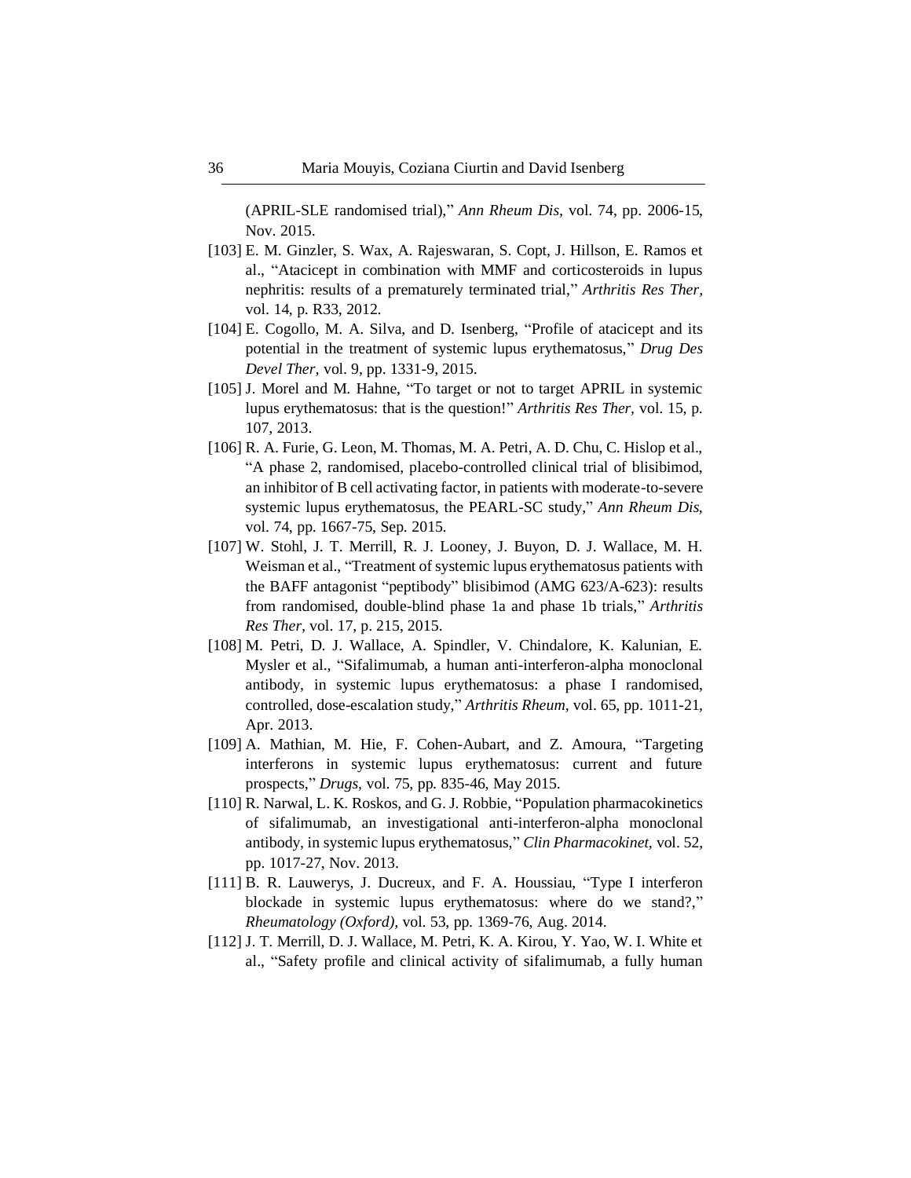(APRIL-SLE randomised trial)," *Ann Rheum Dis,* vol. 74, pp. 2006-15, Nov. 2015.

[103] E. M. Ginzler, S. Wax, A. Rajeswaran, S. Copt, J. Hillson, E. Ramos et al., "Atacicept in combination with MMF and corticosteroids in lupus nephritis: results of a prematurely terminated trial," *Arthritis Res Ther,* vol. 14, p. R33, 2012.

[104] E. Cogollo, M. A. Silva, and D. Isenberg, "Profile of atacicept and its potential in the treatment of systemic lupus erythematosus," *Drug Des Devel Ther,* vol. 9, pp. 1331-9, 2015.

[105] J. Morel and M. Hahne, "To target or not to target APRIL in systemic lupus erythematosus: that is the question!" *Arthritis Res Ther,* vol. 15, p. 107, 2013.

[106] R. A. Furie, G. Leon, M. Thomas, M. A. Petri, A. D. Chu, C. Hislop et al., "A phase 2, randomised, placebo-controlled clinical trial of blisibimod, an inhibitor of B cell activating factor, in patients with moderate-to-severe systemic lupus erythematosus, the PEARL-SC study," *Ann Rheum Dis,* vol. 74, pp. 1667-75, Sep. 2015.

[107] W. Stohl, J. T. Merrill, R. J. Looney, J. Buyon, D. J. Wallace, M. H. Weisman et al., "Treatment of systemic lupus erythematosus patients with the BAFF antagonist "peptibody" blisibimod (AMG 623/A-623): results from randomised, double-blind phase 1a and phase 1b trials," *Arthritis Res Ther,* vol. 17, p. 215, 2015.

[108] M. Petri, D. J. Wallace, A. Spindler, V. Chindalore, K. Kalunian, E. Mysler et al., "Sifalimumab, a human anti-interferon-alpha monoclonal antibody, in systemic lupus erythematosus: a phase I randomised, controlled, dose-escalation study," *Arthritis Rheum,* vol. 65, pp. 1011-21, Apr. 2013.

[109] A. Mathian, M. Hie, F. Cohen-Aubart, and Z. Amoura, "Targeting interferons in systemic lupus erythematosus: current and future prospects," *Drugs,* vol. 75, pp. 835-46, May 2015.

[110] R. Narwal, L. K. Roskos, and G. J. Robbie, "Population pharmacokinetics of sifalimumab, an investigational anti-interferon-alpha monoclonal antibody, in systemic lupus erythematosus," *Clin Pharmacokinet,* vol. 52, pp. 1017-27, Nov. 2013.

[111] B. R. Lauwerys, J. Ducreux, and F. A. Houssiau, "Type I interferon blockade in systemic lupus erythematosus: where do we stand?," *Rheumatology (Oxford),* vol. 53, pp. 1369-76, Aug. 2014.

[112] J. T. Merrill, D. J. Wallace, M. Petri, K. A. Kirou, Y. Yao, W. I. White et al., "Safety profile and clinical activity of sifalimumab, a fully human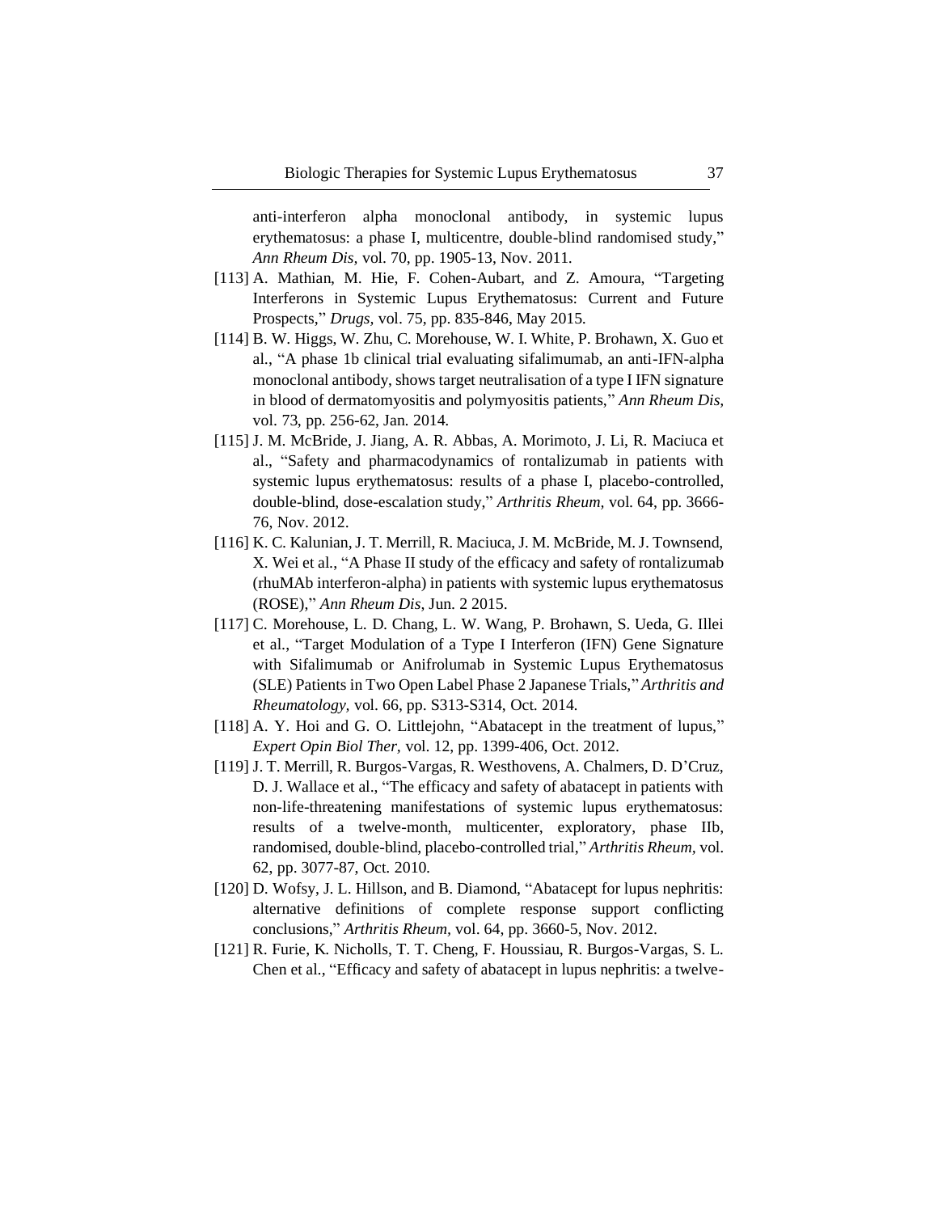anti-interferon alpha monoclonal antibody, in systemic lupus erythematosus: a phase I, multicentre, double-blind randomised study," *Ann Rheum Dis,* vol. 70, pp. 1905-13, Nov. 2011.

[113] A. Mathian, M. Hie, F. Cohen-Aubart, and Z. Amoura, "Targeting Interferons in Systemic Lupus Erythematosus: Current and Future Prospects," *Drugs*, vol. 75, pp. 835-846, May 2015.

[114] B. W. Higgs, W. Zhu, C. Morehouse, W. I. White, P. Brohawn, X. Guo et al., "A phase 1b clinical trial evaluating sifalimumab, an anti-IFN-alpha monoclonal antibody, shows target neutralisation of a type I IFN signature in blood of dermatomyositis and polymyositis patients," *Ann Rheum Dis,* vol. 73, pp. 256-62, Jan. 2014.

[115] J. M. McBride, J. Jiang, A. R. Abbas, A. Morimoto, J. Li, R. Maciuca et al., "Safety and pharmacodynamics of rontalizumab in patients with systemic lupus erythematosus: results of a phase I, placebo-controlled, double-blind, dose-escalation study," *Arthritis Rheum,* vol. 64, pp. 3666-76, Nov. 2012.

[116] K. C. Kalunian, J. T. Merrill, R. Maciuca, J. M. McBride, M. J. Townsend, X. Wei et al., "A Phase II study of the efficacy and safety of rontalizumab (rhuMAb interferon-alpha) in patients with systemic lupus erythematosus (ROSE)," *Ann Rheum Dis*, Jun. 2 2015.

[117] C. Morehouse, L. D. Chang, L. W. Wang, P. Brohawn, S. Ueda, G. Illei et al., "Target Modulation of a Type I Interferon (IFN) Gene Signature with Sifalimumab or Anifrolumab in Systemic Lupus Erythematosus (SLE) Patients in Two Open Label Phase 2 Japanese Trials," *Arthritis and Rheumatology,* vol. 66, pp. S313-S314, Oct. 2014.

[118] A. Y. Hoi and G. O. Littlejohn, "Abatacept in the treatment of lupus," *Expert Opin Biol Ther,* vol. 12, pp. 1399-406, Oct. 2012.

[119] J. T. Merrill, R. Burgos-Vargas, R. Westhovens, A. Chalmers, D. D'Cruz, D. J. Wallace et al., "The efficacy and safety of abatacept in patients with non-life-threatening manifestations of systemic lupus erythematosus: results of a twelve-month, multicenter, exploratory, phase IIb, randomised, double-blind, placebo-controlled trial," *Arthritis Rheum,* vol. 62, pp. 3077-87, Oct. 2010.

[120] D. Wofsy, J. L. Hillson, and B. Diamond, "Abatacept for lupus nephritis: alternative definitions of complete response support conflicting conclusions," *Arthritis Rheum,* vol. 64, pp. 3660-5, Nov. 2012.

[121] R. Furie, K. Nicholls, T. T. Cheng, F. Houssiau, R. Burgos-Vargas, S. L. Chen et al., "Efficacy and safety of abatacept in lupus nephritis: a twelve-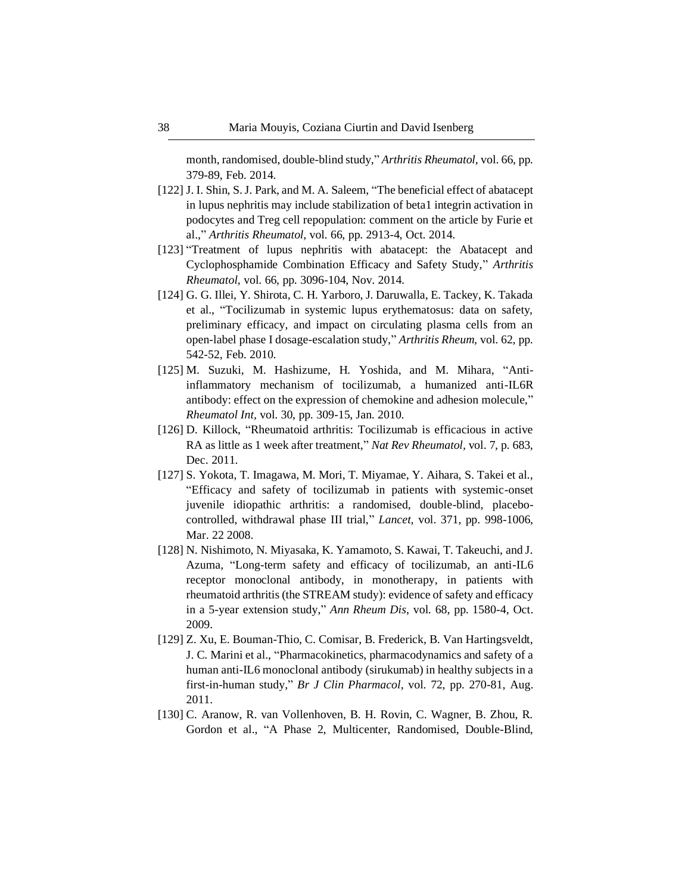month, randomised, double-blind study," *Arthritis Rheumatol*, vol. 66, pp. 379-89, Feb. 2014.

[122] J. I. Shin, S. J. Park, and M. A. Saleem, "The beneficial effect of abatacept in lupus nephritis may include stabilization of beta1 integrin activation in podocytes and Treg cell repopulation: comment on the article by Furie et al.," *Arthritis Rheumatol,* vol. 66, pp. 2913-4, Oct. 2014.

[123] "Treatment of lupus nephritis with abatacept: the Abatacept and Cyclophosphamide Combination Efficacy and Safety Study," *Arthritis Rheumatol,* vol. 66, pp. 3096-104, Nov. 2014.

[124] G. G. Illei, Y. Shirota, C. H. Yarboro, J. Daruwalla, E. Tackey, K. Takada et al., "Tocilizumab in systemic lupus erythematosus: data on safety, preliminary efficacy, and impact on circulating plasma cells from an open-label phase I dosage-escalation study," *Arthritis Rheum,* vol. 62, pp. 542-52, Feb. 2010.

[125] M. Suzuki, M. Hashizume, H. Yoshida, and M. Mihara, "Anti-inflammatory mechanism of tocilizumab, a humanized anti-IL6R antibody: effect on the expression of chemokine and adhesion molecule," *Rheumatol Int,* vol. 30, pp. 309-15, Jan. 2010.

[126] D. Killock, "Rheumatoid arthritis: Tocilizumab is efficacious in active RA as little as 1 week after treatment," *Nat Rev Rheumatol*, vol. 7, p. 683, Dec. 2011.

[127] S. Yokota, T. Imagawa, M. Mori, T. Miyamae, Y. Aihara, S. Takei et al., "Efficacy and safety of tocilizumab in patients with systemic-onset juvenile idiopathic arthritis: a randomised, double-blind, placebo-controlled, withdrawal phase III trial," *Lancet,* vol. 371, pp. 998-1006, Mar. 22 2008.

[128] N. Nishimoto, N. Miyasaka, K. Yamamoto, S. Kawai, T. Takeuchi, and J. Azuma, "Long-term safety and efficacy of tocilizumab, an anti-IL6 receptor monoclonal antibody, in monotherapy, in patients with rheumatoid arthritis (the STREAM study): evidence of safety and efficacy in a 5-year extension study," *Ann Rheum Dis*, vol. 68, pp. 1580-4, Oct. 2009.

[129] Z. Xu, E. Bouman-Thio, C. Comisar, B. Frederick, B. Van Hartingsveldt, J. C. Marini et al., "Pharmacokinetics, pharmacodynamics and safety of a human anti-IL6 monoclonal antibody (sirukumab) in healthy subjects in a first-in-human study," *Br J Clin Pharmacol*, vol. 72, pp. 270-81, Aug. 2011.

[130] C. Aranow, R. van Vollenhoven, B. H. Rovin, C. Wagner, B. Zhou, R. Gordon et al., "A Phase 2, Multicenter, Randomised, Double-Blind,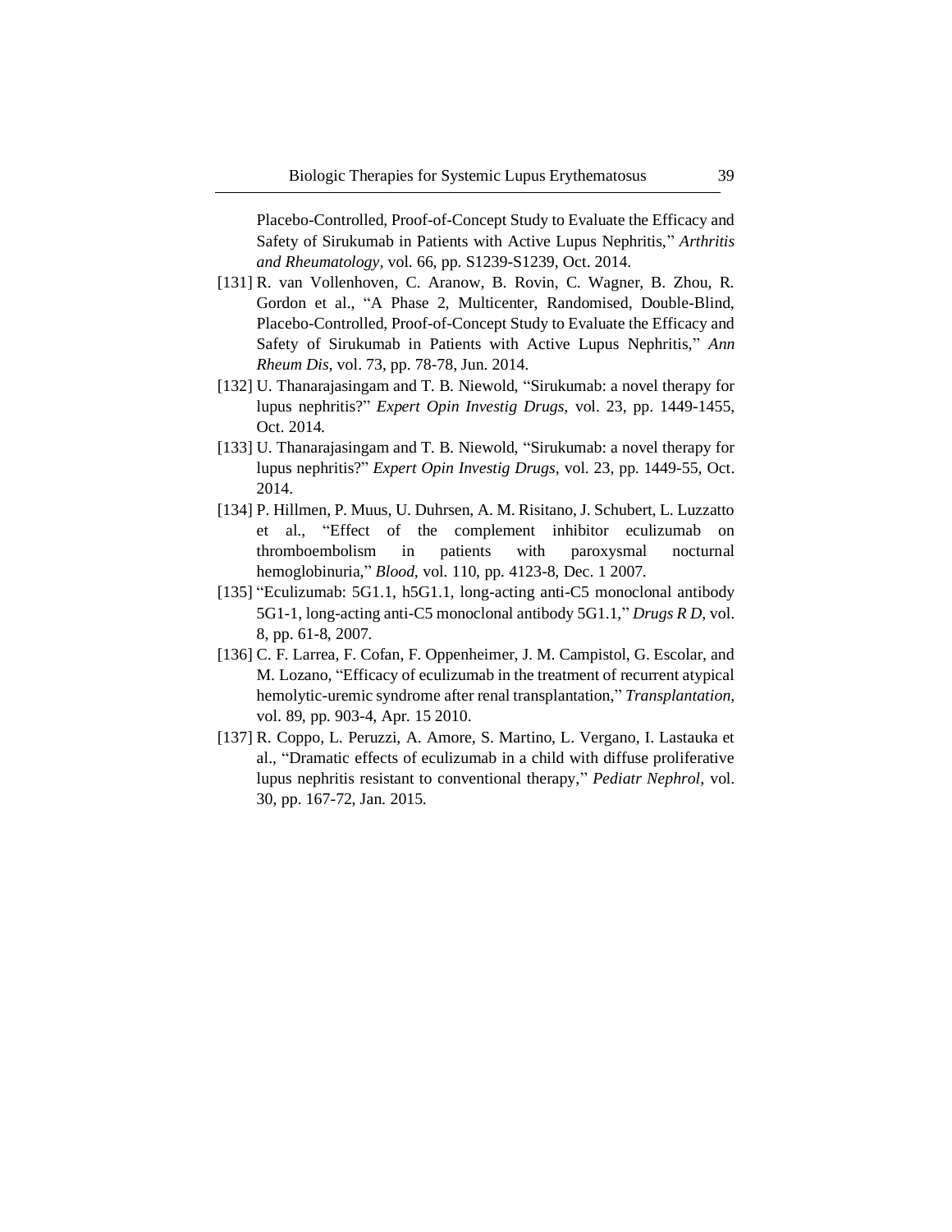Placebo-Controlled, Proof-of-Concept Study to Evaluate the Efficacy and Safety of Sirukumab in Patients with Active Lupus Nephritis," *Arthritis and Rheumatology*, vol. 66, pp. S1239-S1239, Oct. 2014.

[131] R. van Vollenhoven, C. Aranow, B. Rovin, C. Wagner, B. Zhou, R. Gordon et al., "A Phase 2, Multicenter, Randomised, Double-Blind, Placebo-Controlled, Proof-of-Concept Study to Evaluate the Efficacy and Safety of Sirukumab in Patients with Active Lupus Nephritis," *Ann Rheum Dis*, vol. 73, pp. 78-78, Jun. 2014.

[132] U. Thanarajasingam and T. B. Niewold, "Sirukumab: a novel therapy for lupus nephritis?" *Expert Opin Investig Drugs*, vol. 23, pp. 1449-1455, Oct. 2014.

[133] U. Thanarajasingam and T. B. Niewold, "Sirukumab: a novel therapy for lupus nephritis?" *Expert Opin Investig Drugs*, vol. 23, pp. 1449-55, Oct. 2014.

[134] P. Hillmen, P. Muus, U. Duhrsen, A. M. Risitano, J. Schubert, L. Luzzatto et al., "Effect of the complement inhibitor eculizumab on thromboembolism in patients with paroxysmal nocturnal hemoglobinuria," *Blood*, vol. 110, pp. 4123-8, Dec. 1 2007.

[135] "Eculizumab: 5G1.1, h5G1.1, long-acting anti-C5 monoclonal antibody 5G1-1, long-acting anti-C5 monoclonal antibody 5G1.1," *Drugs R D*, vol. 8, pp. 61-8, 2007.

[136] C. F. Larrea, F. Cofan, F. Oppenheimer, J. M. Campistol, G. Escolar, and M. Lozano, "Efficacy of eculizumab in the treatment of recurrent atypical hemolytic-uremic syndrome after renal transplantation," *Transplantation*, vol. 89, pp. 903-4, Apr. 15 2010.

[137] R. Coppo, L. Peruzzi, A. Amore, S. Martino, L. Vergano, I. Lastauka et al., "Dramatic effects of eculizumab in a child with diffuse proliferative lupus nephritis resistant to conventional therapy," *Pediatr Nephrol*, vol. 30, pp. 167-72, Jan. 2015.